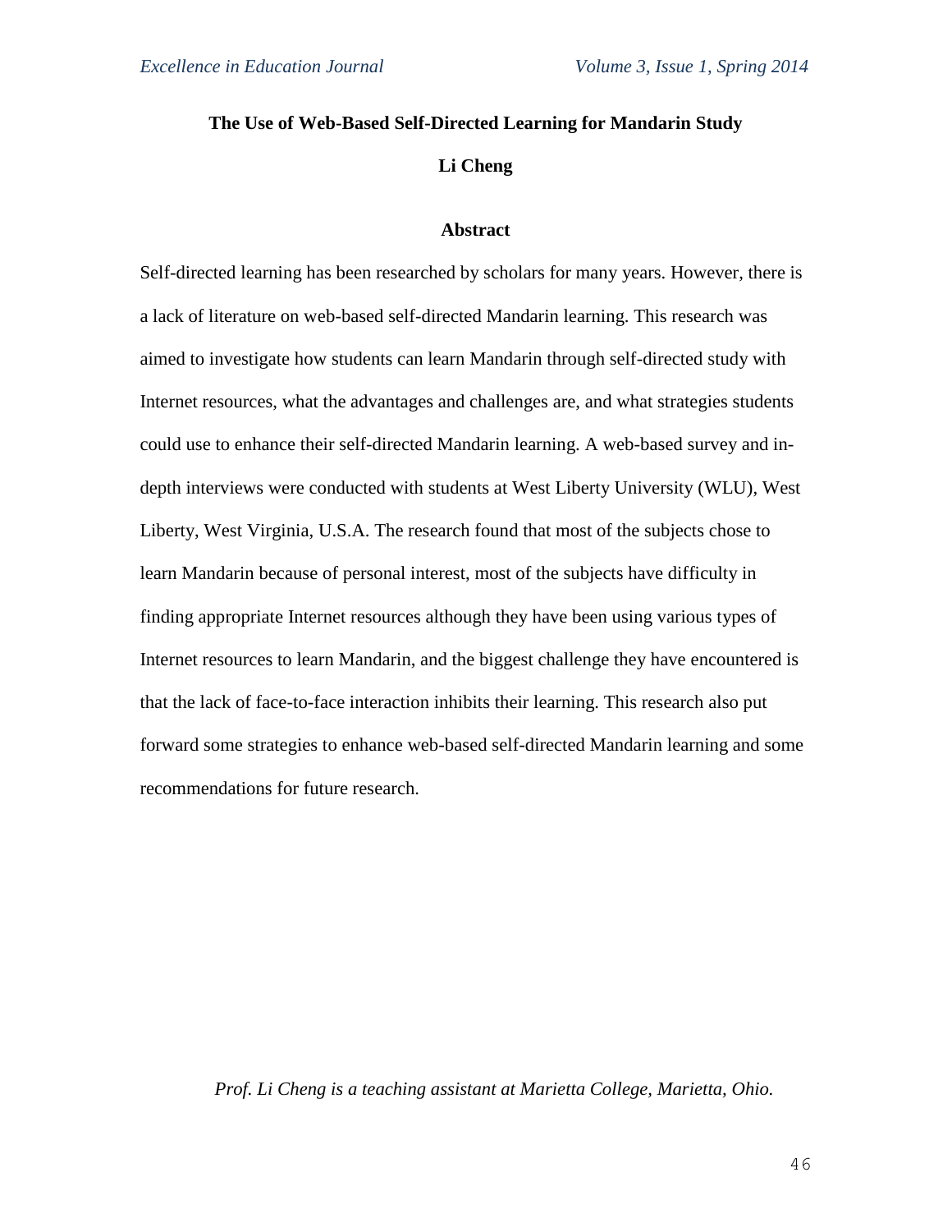# The Use of Web-Based Self-Directed Learning for Mandarin Study

**Li Cheng**

## Abstract

Self-directed learning has been researched by scholars for many years. However, there is a lack of literature on web-based self-directed Mandarin learning. This research was aimed to investigate how students can learn Mandarin through self-directed study with Internet resources, what the advantages and challenges are, and what strategies students could use to enhance their self-directed Mandarin learning. A web-based survey and in-depth interviews were conducted with students at West Liberty University (WLU), West Liberty, West Virginia, U.S.A. The research found that most of the subjects chose to learn Mandarin because of personal interest, most of the subjects have difficulty in finding appropriate Internet resources although they have been using various types of Internet resources to learn Mandarin, and the biggest challenge they have encountered is that the lack of face-to-face interaction inhibits their learning. This research also put forward some strategies to enhance web-based self-directed Mandarin learning and some recommendations for future research.

*Prof. Li Cheng is a teaching assistant at Marietta College, Marietta, Ohio.*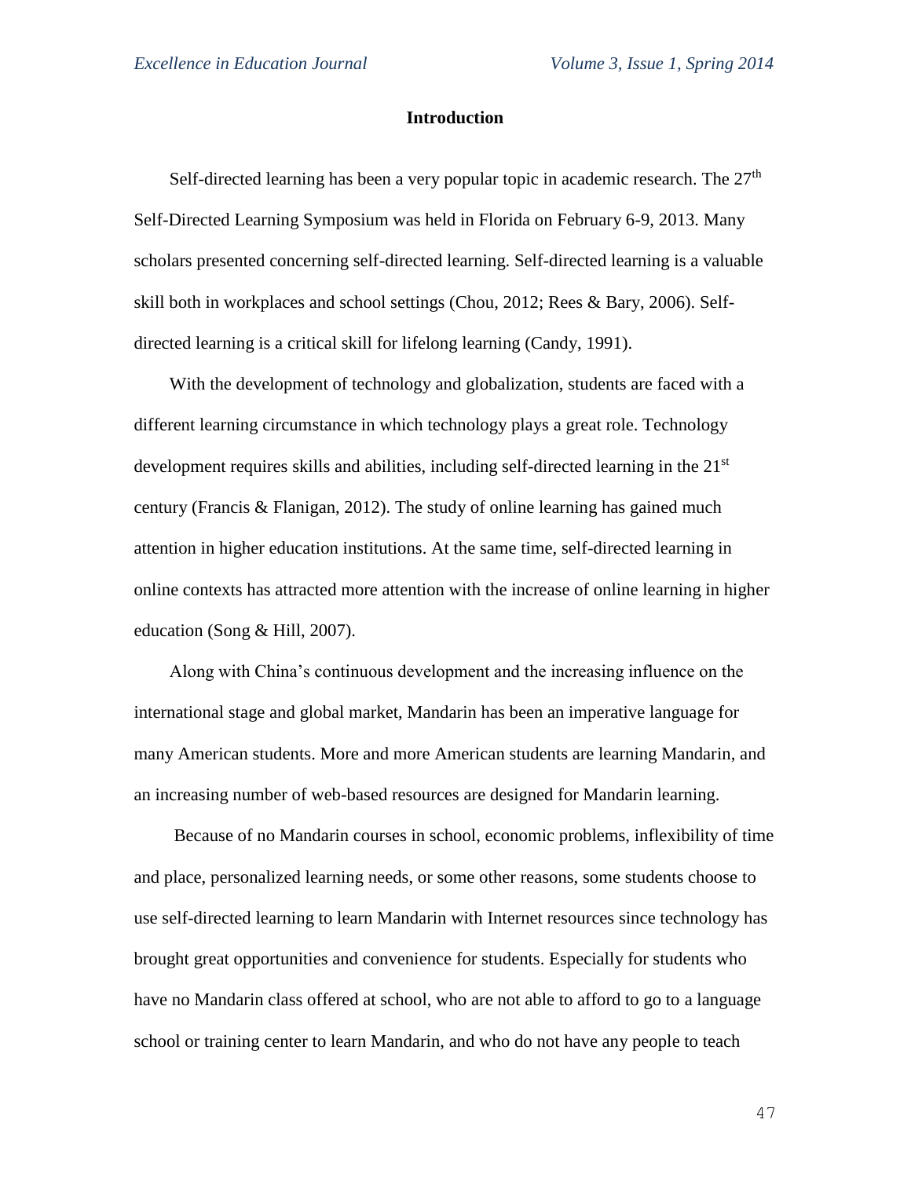## Introduction

Self-directed learning has been a very popular topic in academic research. The 27th Self-Directed Learning Symposium was held in Florida on February 6-9, 2013. Many scholars presented concerning self-directed learning. Self-directed learning is a valuable skill both in workplaces and school settings (Chou, 2012; Rees & Bary, 2006). Self-directed learning is a critical skill for lifelong learning (Candy, 1991).

With the development of technology and globalization, students are faced with a different learning circumstance in which technology plays a great role. Technology development requires skills and abilities, including self-directed learning in the 21st century (Francis & Flanigan, 2012). The study of online learning has gained much attention in higher education institutions. At the same time, self-directed learning in online contexts has attracted more attention with the increase of online learning in higher education (Song & Hill, 2007).

Along with China's continuous development and the increasing influence on the international stage and global market, Mandarin has been an imperative language for many American students. More and more American students are learning Mandarin, and an increasing number of web-based resources are designed for Mandarin learning.

Because of no Mandarin courses in school, economic problems, inflexibility of time and place, personalized learning needs, or some other reasons, some students choose to use self-directed learning to learn Mandarin with Internet resources since technology has brought great opportunities and convenience for students. Especially for students who have no Mandarin class offered at school, who are not able to afford to go to a language school or training center to learn Mandarin, and who do not have any people to teach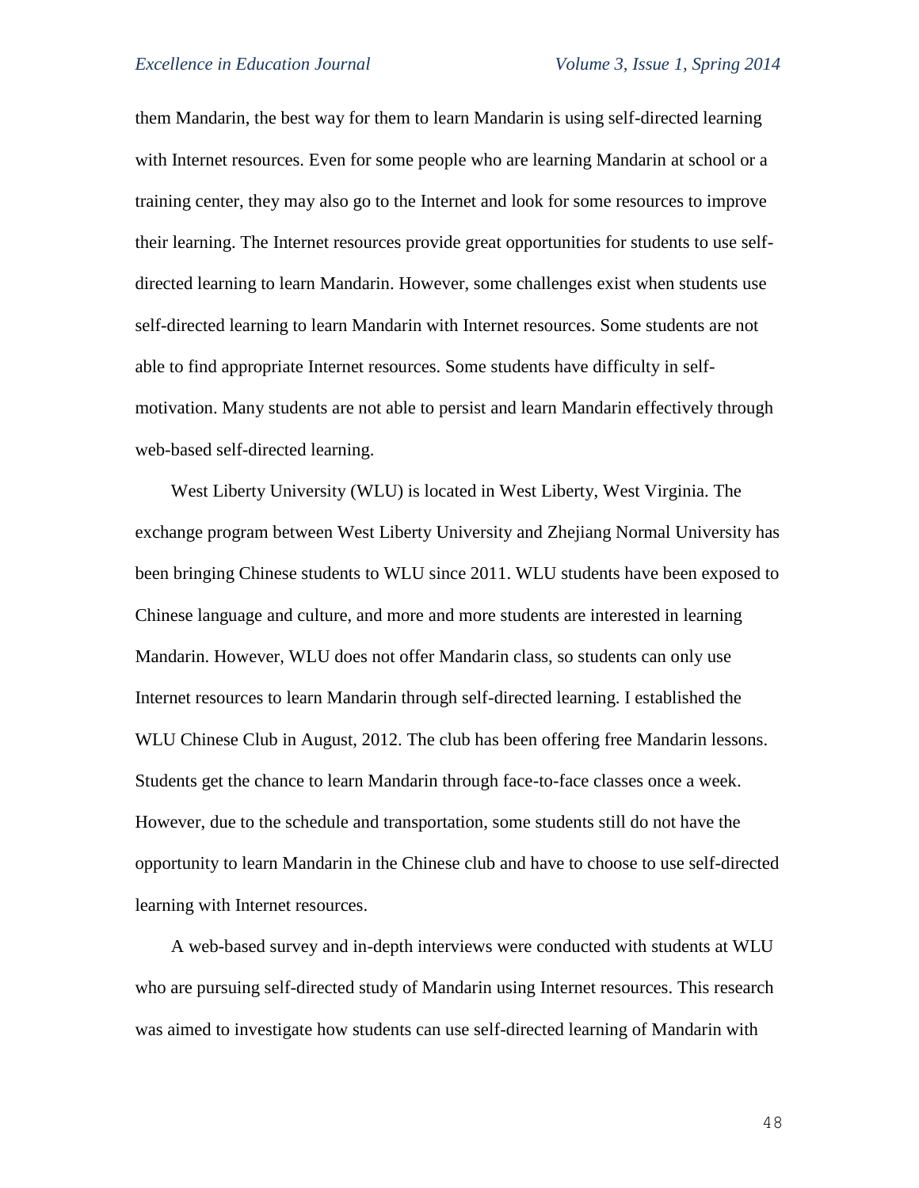them Mandarin, the best way for them to learn Mandarin is using self-directed learning with Internet resources. Even for some people who are learning Mandarin at school or a training center, they may also go to the Internet and look for some resources to improve their learning. The Internet resources provide great opportunities for students to use self-directed learning to learn Mandarin. However, some challenges exist when students use self-directed learning to learn Mandarin with Internet resources. Some students are not able to find appropriate Internet resources. Some students have difficulty in self-motivation. Many students are not able to persist and learn Mandarin effectively through web-based self-directed learning.

West Liberty University (WLU) is located in West Liberty, West Virginia. The exchange program between West Liberty University and Zhejiang Normal University has been bringing Chinese students to WLU since 2011. WLU students have been exposed to Chinese language and culture, and more and more students are interested in learning Mandarin. However, WLU does not offer Mandarin class, so students can only use Internet resources to learn Mandarin through self-directed learning. I established the WLU Chinese Club in August, 2012. The club has been offering free Mandarin lessons. Students get the chance to learn Mandarin through face-to-face classes once a week. However, due to the schedule and transportation, some students still do not have the opportunity to learn Mandarin in the Chinese club and have to choose to use self-directed learning with Internet resources.

A web-based survey and in-depth interviews were conducted with students at WLU who are pursuing self-directed study of Mandarin using Internet resources. This research was aimed to investigate how students can use self-directed learning of Mandarin with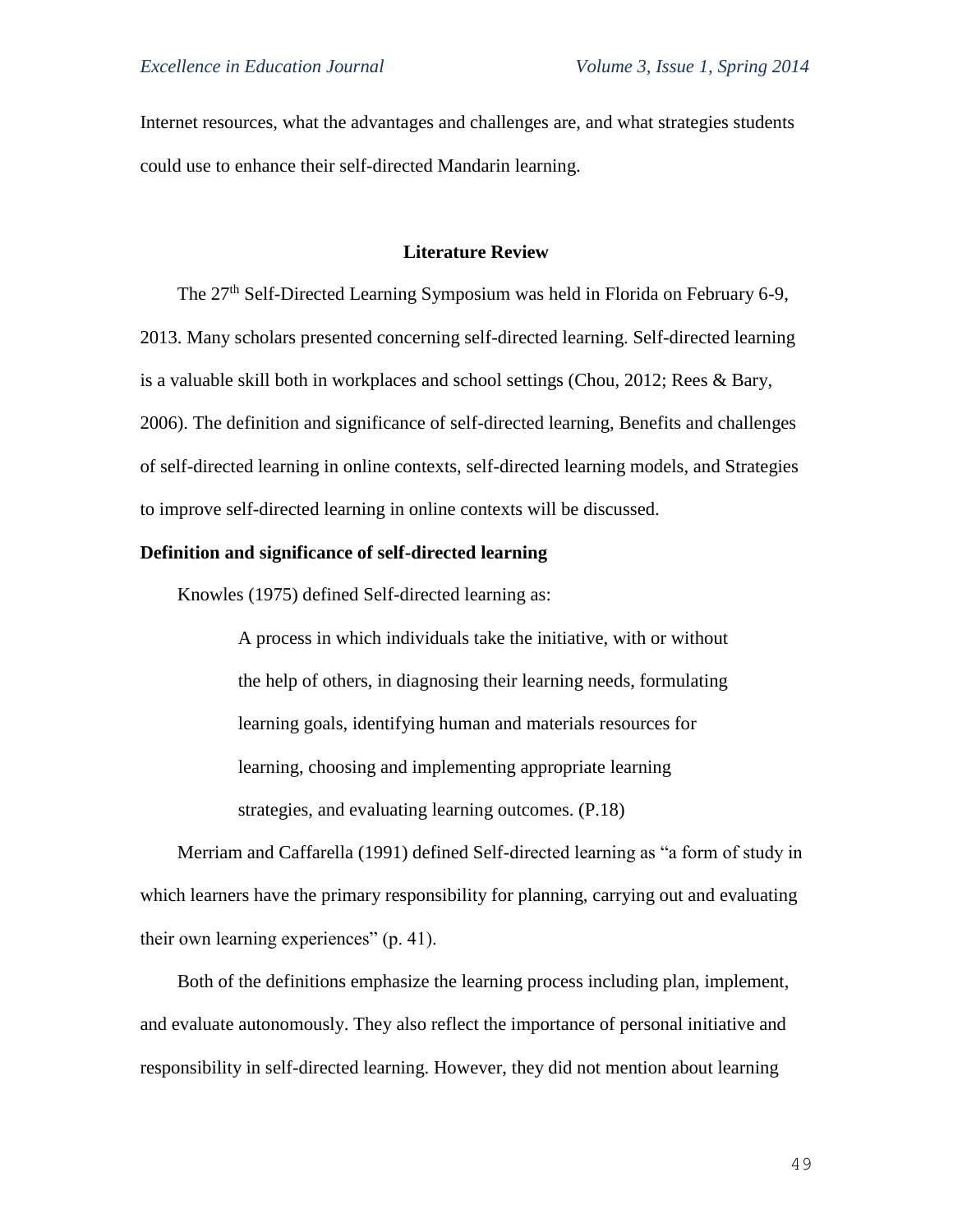Internet resources, what the advantages and challenges are, and what strategies students could use to enhance their self-directed Mandarin learning.

## Literature Review

The 27th Self-Directed Learning Symposium was held in Florida on February 6-9, 2013. Many scholars presented concerning self-directed learning. Self-directed learning is a valuable skill both in workplaces and school settings (Chou, 2012; Rees & Bary, 2006). The definition and significance of self-directed learning, Benefits and challenges of self-directed learning in online contexts, self-directed learning models, and Strategies to improve self-directed learning in online contexts will be discussed.

### Definition and significance of self-directed learning

Knowles (1975) defined Self-directed learning as:

> A process in which individuals take the initiative, with or without the help of others, in diagnosing their learning needs, formulating learning goals, identifying human and materials resources for learning, choosing and implementing appropriate learning strategies, and evaluating learning outcomes. (P.18)

Merriam and Caffarella (1991) defined Self-directed learning as "a form of study in which learners have the primary responsibility for planning, carrying out and evaluating their own learning experiences" (p. 41).

Both of the definitions emphasize the learning process including plan, implement, and evaluate autonomously. They also reflect the importance of personal initiative and responsibility in self-directed learning. However, they did not mention about learning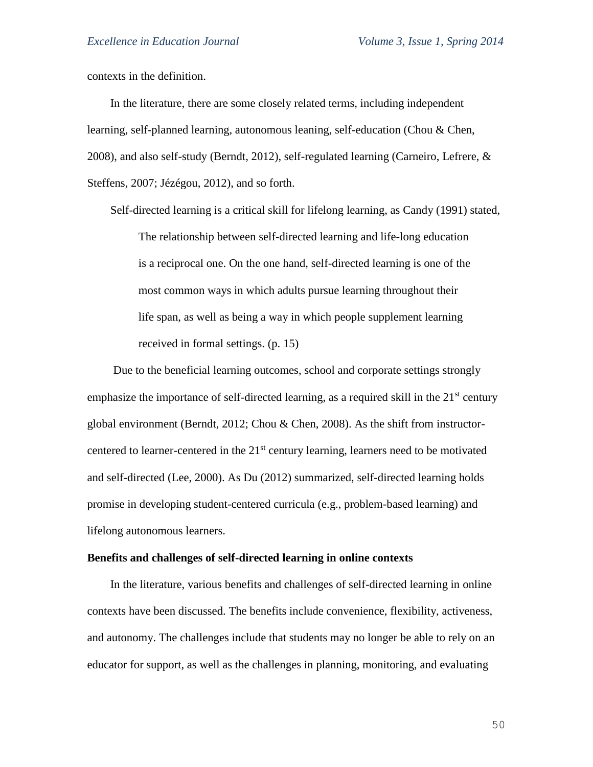contexts in the definition.

In the literature, there are some closely related terms, including independent learning, self-planned learning, autonomous leaning, self-education (Chou & Chen, 2008), and also self-study (Berndt, 2012), self-regulated learning (Carneiro, Lefrere, & Steffens, 2007; Jézégou, 2012), and so forth.

Self-directed learning is a critical skill for lifelong learning, as Candy (1991) stated,

> The relationship between self-directed learning and life-long education is a reciprocal one. On the one hand, self-directed learning is one of the most common ways in which adults pursue learning throughout their life span, as well as being a way in which people supplement learning received in formal settings. (p. 15)

Due to the beneficial learning outcomes, school and corporate settings strongly emphasize the importance of self-directed learning, as a required skill in the 21st century global environment (Berndt, 2012; Chou & Chen, 2008). As the shift from instructor-centered to learner-centered in the 21st century learning, learners need to be motivated and self-directed (Lee, 2000). As Du (2012) summarized, self-directed learning holds promise in developing student-centered curricula (e.g., problem-based learning) and lifelong autonomous learners.

**Benefits and challenges of self-directed learning in online contexts**

In the literature, various benefits and challenges of self-directed learning in online contexts have been discussed. The benefits include convenience, flexibility, activeness, and autonomy. The challenges include that students may no longer be able to rely on an educator for support, as well as the challenges in planning, monitoring, and evaluating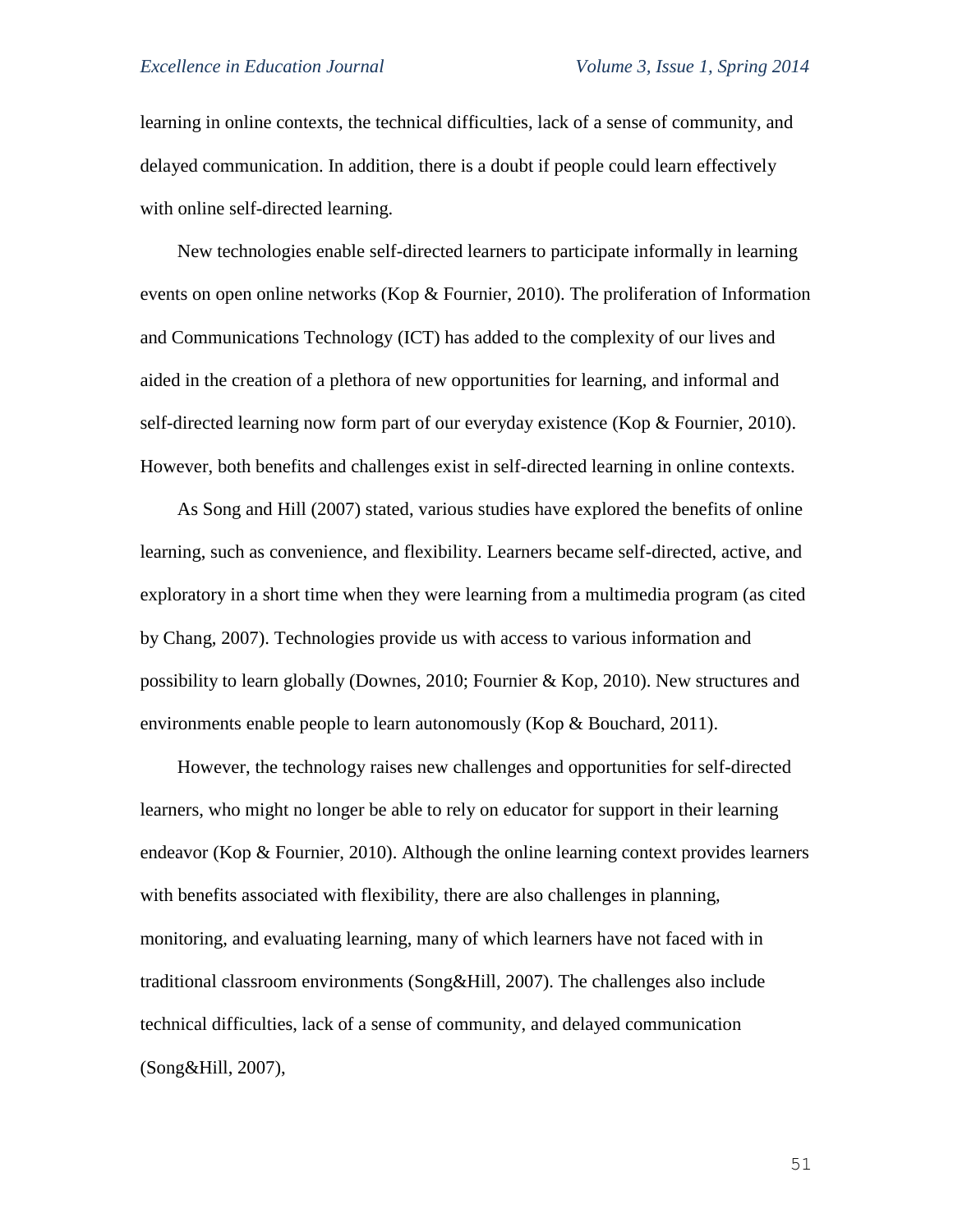learning in online contexts, the technical difficulties, lack of a sense of community, and delayed communication. In addition, there is a doubt if people could learn effectively with online self-directed learning.

New technologies enable self-directed learners to participate informally in learning events on open online networks (Kop & Fournier, 2010). The proliferation of Information and Communications Technology (ICT) has added to the complexity of our lives and aided in the creation of a plethora of new opportunities for learning, and informal and self-directed learning now form part of our everyday existence (Kop & Fournier, 2010). However, both benefits and challenges exist in self-directed learning in online contexts.

As Song and Hill (2007) stated, various studies have explored the benefits of online learning, such as convenience, and flexibility. Learners became self-directed, active, and exploratory in a short time when they were learning from a multimedia program (as cited by Chang, 2007). Technologies provide us with access to various information and possibility to learn globally (Downes, 2010; Fournier & Kop, 2010). New structures and environments enable people to learn autonomously (Kop & Bouchard, 2011).

However, the technology raises new challenges and opportunities for self-directed learners, who might no longer be able to rely on educator for support in their learning endeavor (Kop & Fournier, 2010). Although the online learning context provides learners with benefits associated with flexibility, there are also challenges in planning, monitoring, and evaluating learning, many of which learners have not faced with in traditional classroom environments (Song&Hill, 2007). The challenges also include technical difficulties, lack of a sense of community, and delayed communication (Song&Hill, 2007),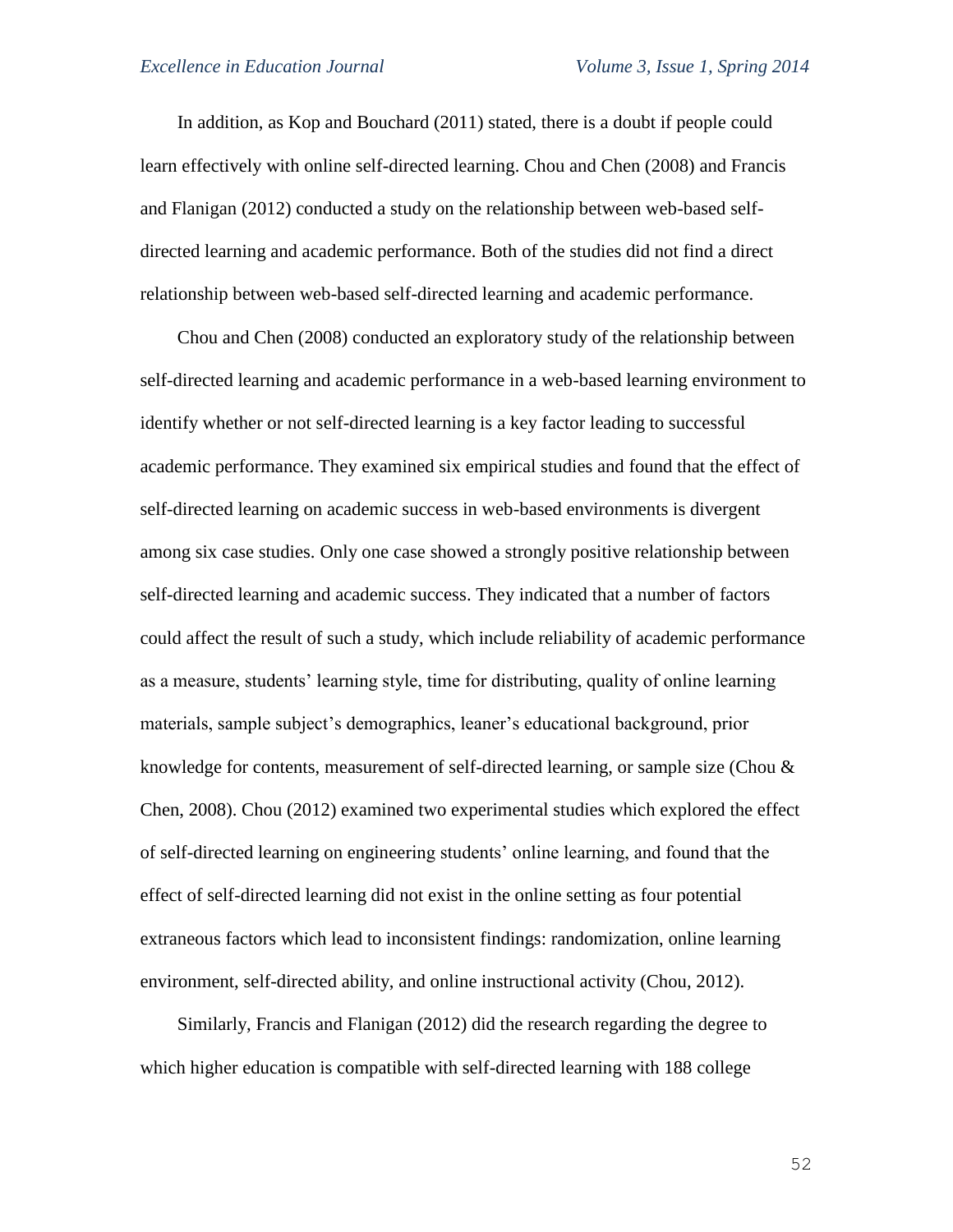In addition, as Kop and Bouchard (2011) stated, there is a doubt if people could learn effectively with online self-directed learning. Chou and Chen (2008) and Francis and Flanigan (2012) conducted a study on the relationship between web-based self-directed learning and academic performance. Both of the studies did not find a direct relationship between web-based self-directed learning and academic performance.

Chou and Chen (2008) conducted an exploratory study of the relationship between self-directed learning and academic performance in a web-based learning environment to identify whether or not self-directed learning is a key factor leading to successful academic performance. They examined six empirical studies and found that the effect of self-directed learning on academic success in web-based environments is divergent among six case studies. Only one case showed a strongly positive relationship between self-directed learning and academic success. They indicated that a number of factors could affect the result of such a study, which include reliability of academic performance as a measure, students' learning style, time for distributing, quality of online learning materials, sample subject's demographics, leaner's educational background, prior knowledge for contents, measurement of self-directed learning, or sample size (Chou & Chen, 2008). Chou (2012) examined two experimental studies which explored the effect of self-directed learning on engineering students' online learning, and found that the effect of self-directed learning did not exist in the online setting as four potential extraneous factors which lead to inconsistent findings: randomization, online learning environment, self-directed ability, and online instructional activity (Chou, 2012).

Similarly, Francis and Flanigan (2012) did the research regarding the degree to which higher education is compatible with self-directed learning with 188 college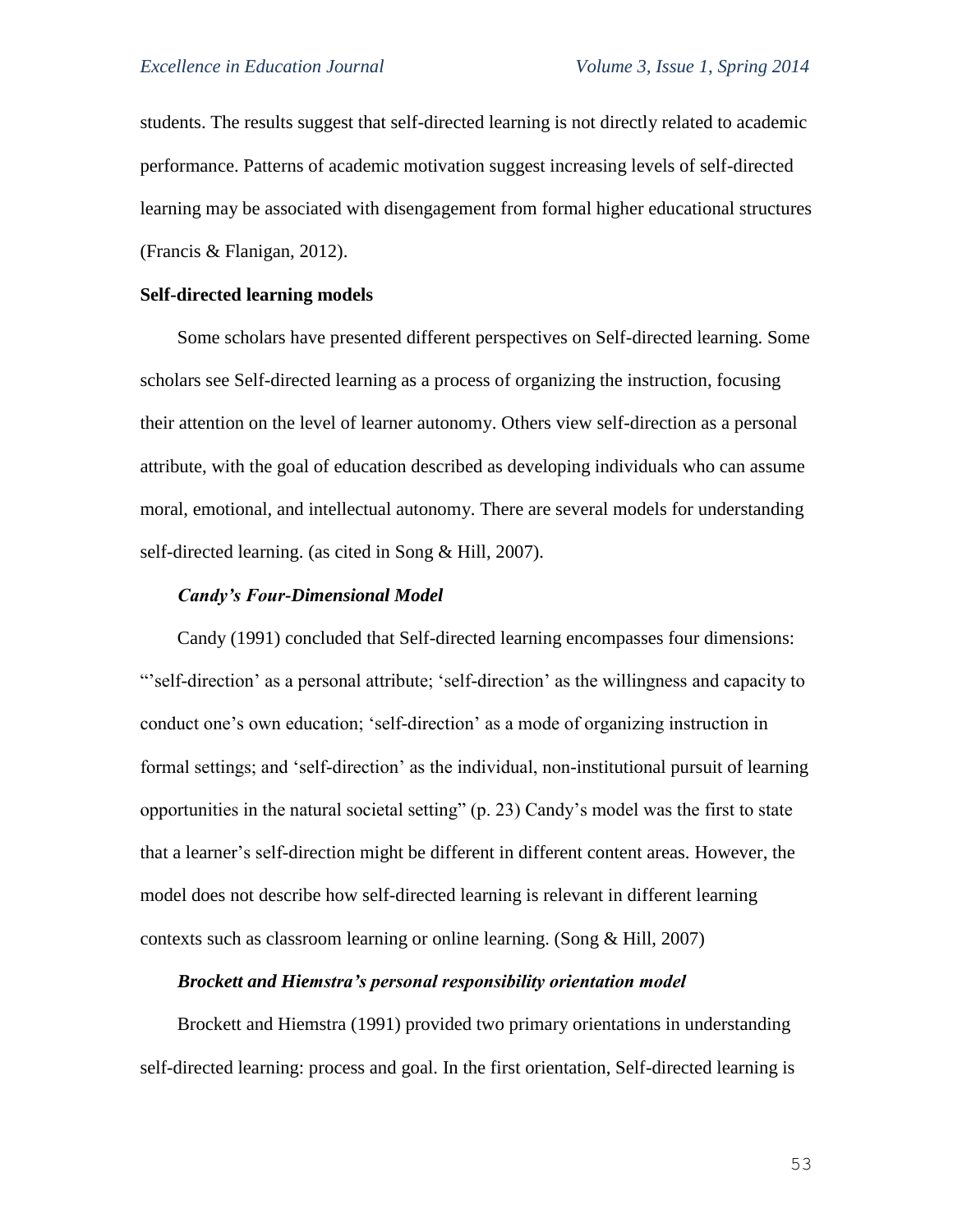students. The results suggest that self-directed learning is not directly related to academic performance. Patterns of academic motivation suggest increasing levels of self-directed learning may be associated with disengagement from formal higher educational structures (Francis & Flanigan, 2012).

**Self-directed learning models**

Some scholars have presented different perspectives on Self-directed learning. Some scholars see Self-directed learning as a process of organizing the instruction, focusing their attention on the level of learner autonomy. Others view self-direction as a personal attribute, with the goal of education described as developing individuals who can assume moral, emotional, and intellectual autonomy. There are several models for understanding self-directed learning. (as cited in Song & Hill, 2007).

***Candy's Four-Dimensional Model***

Candy (1991) concluded that Self-directed learning encompasses four dimensions: "'self-direction' as a personal attribute; 'self-direction' as the willingness and capacity to conduct one's own education; 'self-direction' as a mode of organizing instruction in formal settings; and 'self-direction' as the individual, non-institutional pursuit of learning opportunities in the natural societal setting" (p. 23) Candy's model was the first to state that a learner's self-direction might be different in different content areas. However, the model does not describe how self-directed learning is relevant in different learning contexts such as classroom learning or online learning. (Song & Hill, 2007)

***Brockett and Hiemstra's personal responsibility orientation model***

Brockett and Hiemstra (1991) provided two primary orientations in understanding self-directed learning: process and goal. In the first orientation, Self-directed learning is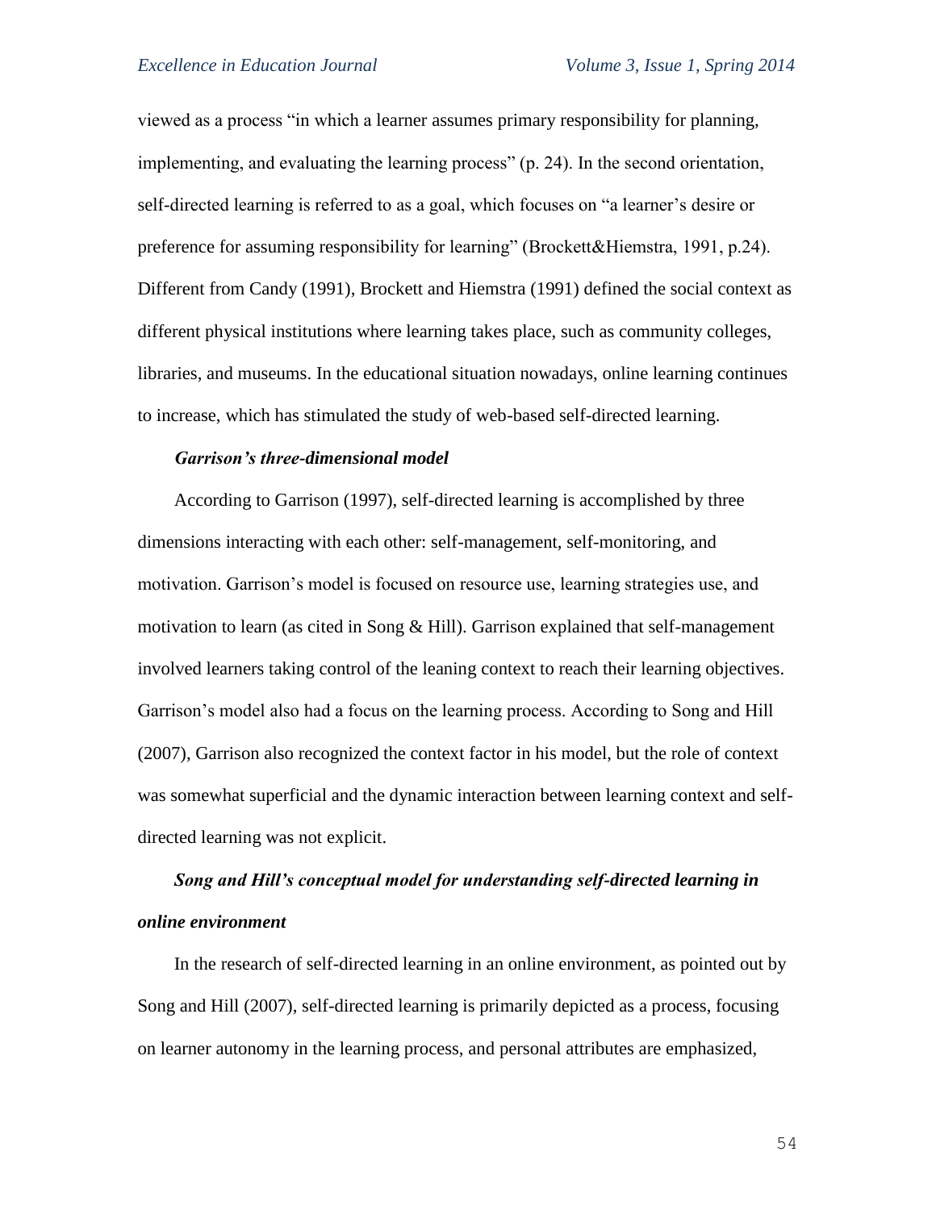viewed as a process “in which a learner assumes primary responsibility for planning, implementing, and evaluating the learning process” (p. 24). In the second orientation, self-directed learning is referred to as a goal, which focuses on “a learner’s desire or preference for assuming responsibility for learning” (Brockett&Hiemstra, 1991, p.24). Different from Candy (1991), Brockett and Hiemstra (1991) defined the social context as different physical institutions where learning takes place, such as community colleges, libraries, and museums. In the educational situation nowadays, online learning continues to increase, which has stimulated the study of web-based self-directed learning.

***Garrison’s three-dimensional model***

According to Garrison (1997), self-directed learning is accomplished by three dimensions interacting with each other: self-management, self-monitoring, and motivation. Garrison’s model is focused on resource use, learning strategies use, and motivation to learn (as cited in Song & Hill). Garrison explained that self-management involved learners taking control of the leaning context to reach their learning objectives. Garrison’s model also had a focus on the learning process. According to Song and Hill (2007), Garrison also recognized the context factor in his model, but the role of context was somewhat superficial and the dynamic interaction between learning context and self-directed learning was not explicit.

***Song and Hill’s conceptual model for understanding self-directed learning in online environment***

In the research of self-directed learning in an online environment, as pointed out by Song and Hill (2007), self-directed learning is primarily depicted as a process, focusing on learner autonomy in the learning process, and personal attributes are emphasized,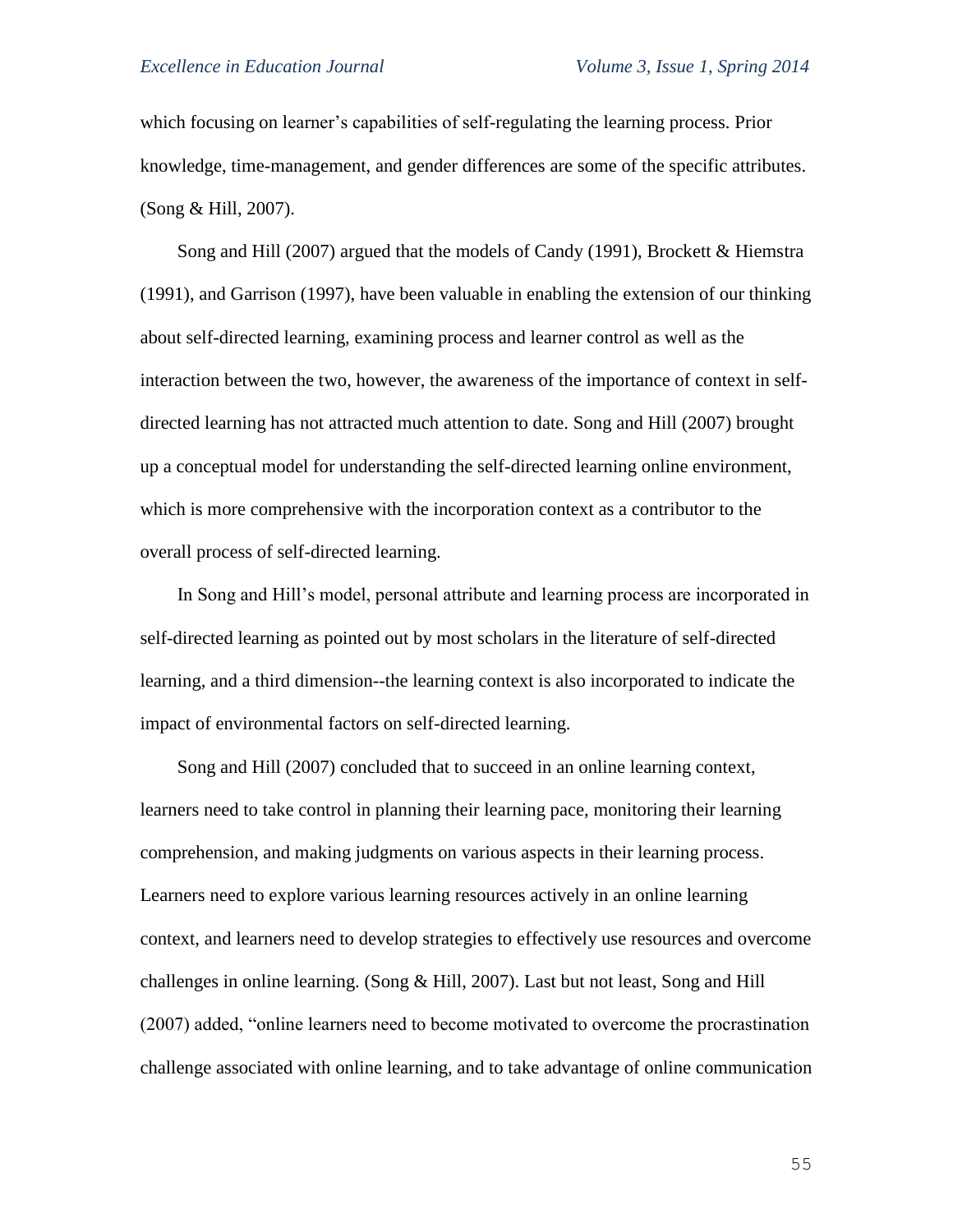which focusing on learner's capabilities of self-regulating the learning process. Prior knowledge, time-management, and gender differences are some of the specific attributes. (Song & Hill, 2007).

Song and Hill (2007) argued that the models of Candy (1991), Brockett & Hiemstra (1991), and Garrison (1997), have been valuable in enabling the extension of our thinking about self-directed learning, examining process and learner control as well as the interaction between the two, however, the awareness of the importance of context in self-directed learning has not attracted much attention to date. Song and Hill (2007) brought up a conceptual model for understanding the self-directed learning online environment, which is more comprehensive with the incorporation context as a contributor to the overall process of self-directed learning.

In Song and Hill's model, personal attribute and learning process are incorporated in self-directed learning as pointed out by most scholars in the literature of self-directed learning, and a third dimension--the learning context is also incorporated to indicate the impact of environmental factors on self-directed learning.

Song and Hill (2007) concluded that to succeed in an online learning context, learners need to take control in planning their learning pace, monitoring their learning comprehension, and making judgments on various aspects in their learning process. Learners need to explore various learning resources actively in an online learning context, and learners need to develop strategies to effectively use resources and overcome challenges in online learning. (Song & Hill, 2007). Last but not least, Song and Hill (2007) added, "online learners need to become motivated to overcome the procrastination challenge associated with online learning, and to take advantage of online communication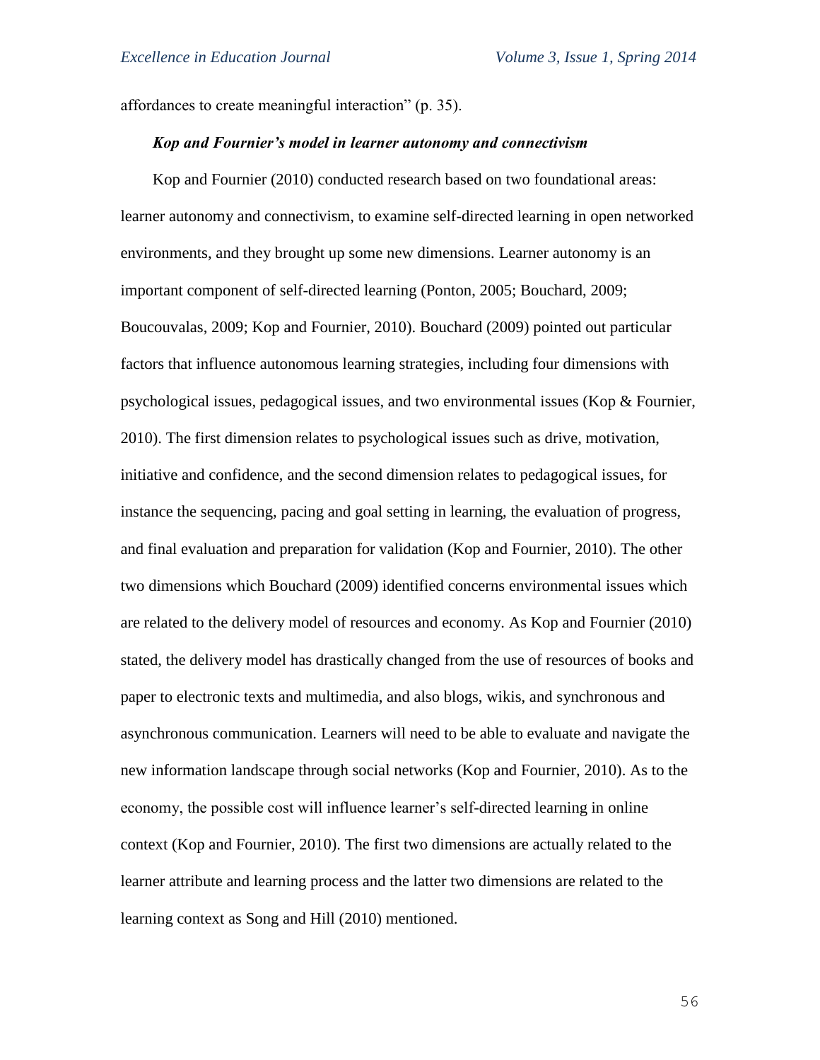affordances to create meaningful interaction" (p. 35).

***Kop and Fournier's model in learner autonomy and connectivism***

Kop and Fournier (2010) conducted research based on two foundational areas: learner autonomy and connectivism, to examine self-directed learning in open networked environments, and they brought up some new dimensions. Learner autonomy is an important component of self-directed learning (Ponton, 2005; Bouchard, 2009; Boucouvalas, 2009; Kop and Fournier, 2010). Bouchard (2009) pointed out particular factors that influence autonomous learning strategies, including four dimensions with psychological issues, pedagogical issues, and two environmental issues (Kop & Fournier, 2010). The first dimension relates to psychological issues such as drive, motivation, initiative and confidence, and the second dimension relates to pedagogical issues, for instance the sequencing, pacing and goal setting in learning, the evaluation of progress, and final evaluation and preparation for validation (Kop and Fournier, 2010). The other two dimensions which Bouchard (2009) identified concerns environmental issues which are related to the delivery model of resources and economy. As Kop and Fournier (2010) stated, the delivery model has drastically changed from the use of resources of books and paper to electronic texts and multimedia, and also blogs, wikis, and synchronous and asynchronous communication. Learners will need to be able to evaluate and navigate the new information landscape through social networks (Kop and Fournier, 2010). As to the economy, the possible cost will influence learner's self-directed learning in online context (Kop and Fournier, 2010). The first two dimensions are actually related to the learner attribute and learning process and the latter two dimensions are related to the learning context as Song and Hill (2010) mentioned.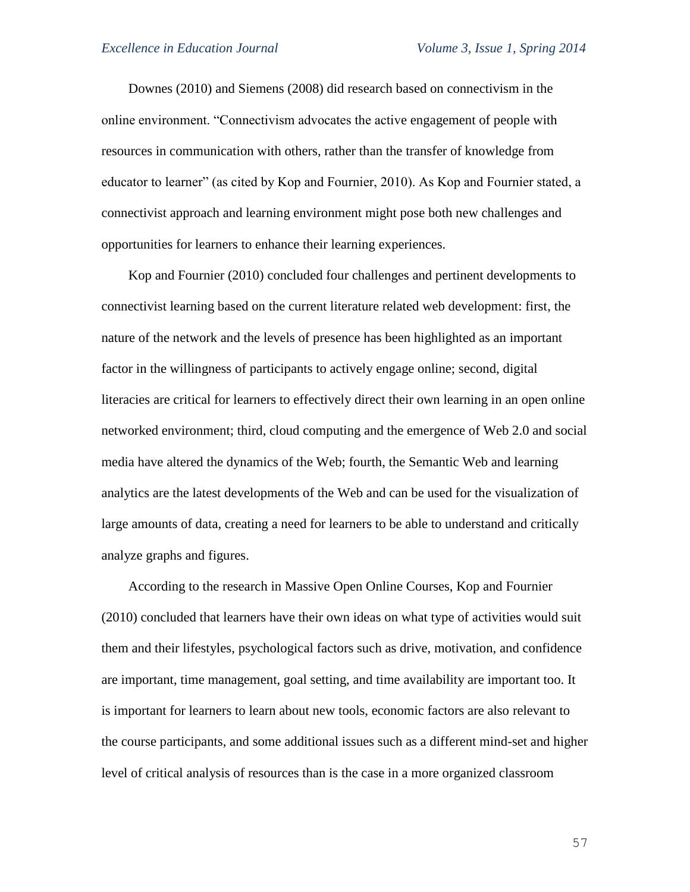Downes (2010) and Siemens (2008) did research based on connectivism in the online environment. "Connectivism advocates the active engagement of people with resources in communication with others, rather than the transfer of knowledge from educator to learner" (as cited by Kop and Fournier, 2010). As Kop and Fournier stated, a connectivist approach and learning environment might pose both new challenges and opportunities for learners to enhance their learning experiences.

Kop and Fournier (2010) concluded four challenges and pertinent developments to connectivist learning based on the current literature related web development: first, the nature of the network and the levels of presence has been highlighted as an important factor in the willingness of participants to actively engage online; second, digital literacies are critical for learners to effectively direct their own learning in an open online networked environment; third, cloud computing and the emergence of Web 2.0 and social media have altered the dynamics of the Web; fourth, the Semantic Web and learning analytics are the latest developments of the Web and can be used for the visualization of large amounts of data, creating a need for learners to be able to understand and critically analyze graphs and figures.

According to the research in Massive Open Online Courses, Kop and Fournier (2010) concluded that learners have their own ideas on what type of activities would suit them and their lifestyles, psychological factors such as drive, motivation, and confidence are important, time management, goal setting, and time availability are important too. It is important for learners to learn about new tools, economic factors are also relevant to the course participants, and some additional issues such as a different mind-set and higher level of critical analysis of resources than is the case in a more organized classroom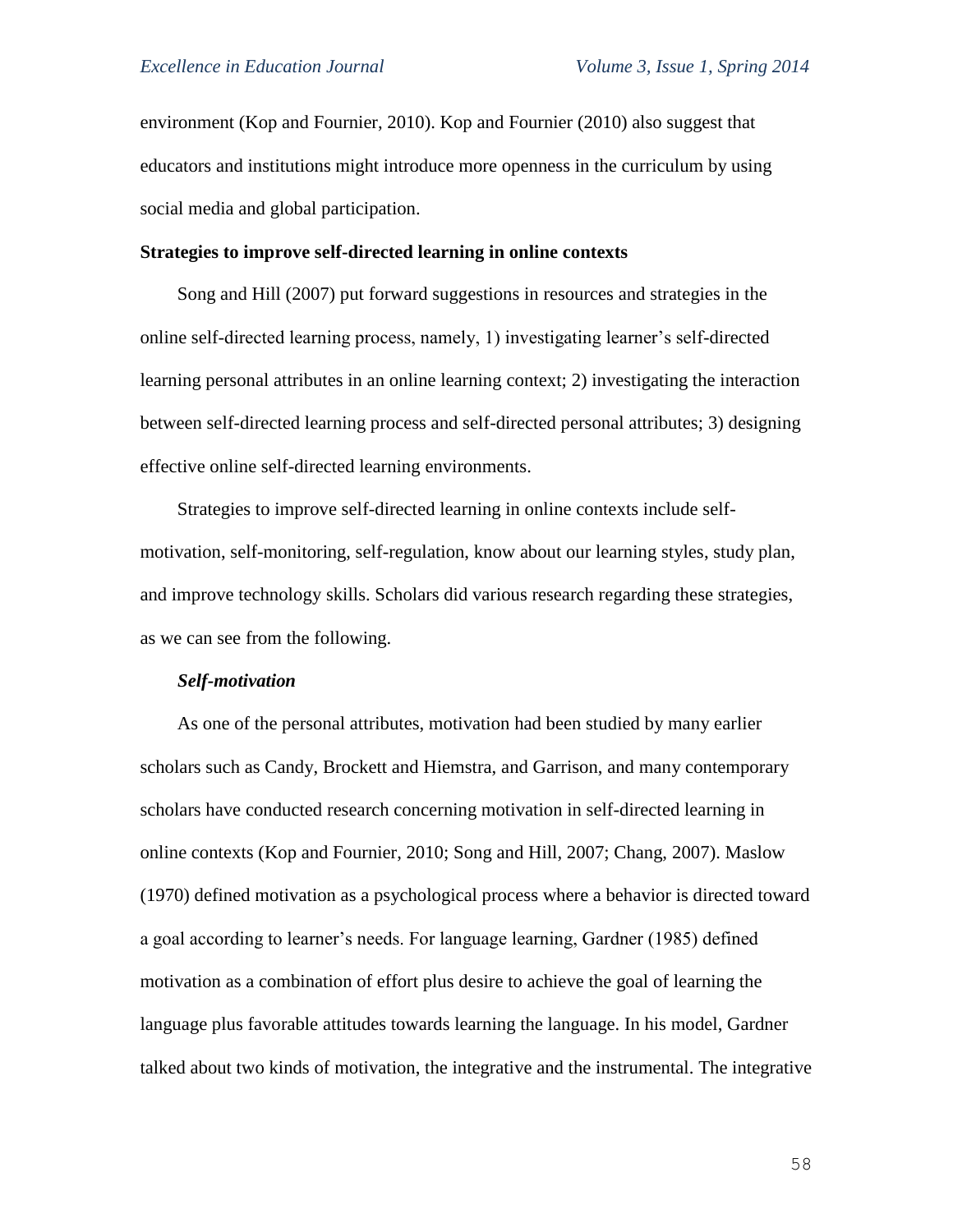environment (Kop and Fournier, 2010). Kop and Fournier (2010) also suggest that educators and institutions might introduce more openness in the curriculum by using social media and global participation.

### Strategies to improve self-directed learning in online contexts

Song and Hill (2007) put forward suggestions in resources and strategies in the online self-directed learning process, namely, 1) investigating learner's self-directed learning personal attributes in an online learning context; 2) investigating the interaction between self-directed learning process and self-directed personal attributes; 3) designing effective online self-directed learning environments.

Strategies to improve self-directed learning in online contexts include self-motivation, self-monitoring, self-regulation, know about our learning styles, study plan, and improve technology skills. Scholars did various research regarding these strategies, as we can see from the following.

#### *Self-motivation*

As one of the personal attributes, motivation had been studied by many earlier scholars such as Candy, Brockett and Hiemstra, and Garrison, and many contemporary scholars have conducted research concerning motivation in self-directed learning in online contexts (Kop and Fournier, 2010; Song and Hill, 2007; Chang, 2007). Maslow (1970) defined motivation as a psychological process where a behavior is directed toward a goal according to learner's needs. For language learning, Gardner (1985) defined motivation as a combination of effort plus desire to achieve the goal of learning the language plus favorable attitudes towards learning the language. In his model, Gardner talked about two kinds of motivation, the integrative and the instrumental. The integrative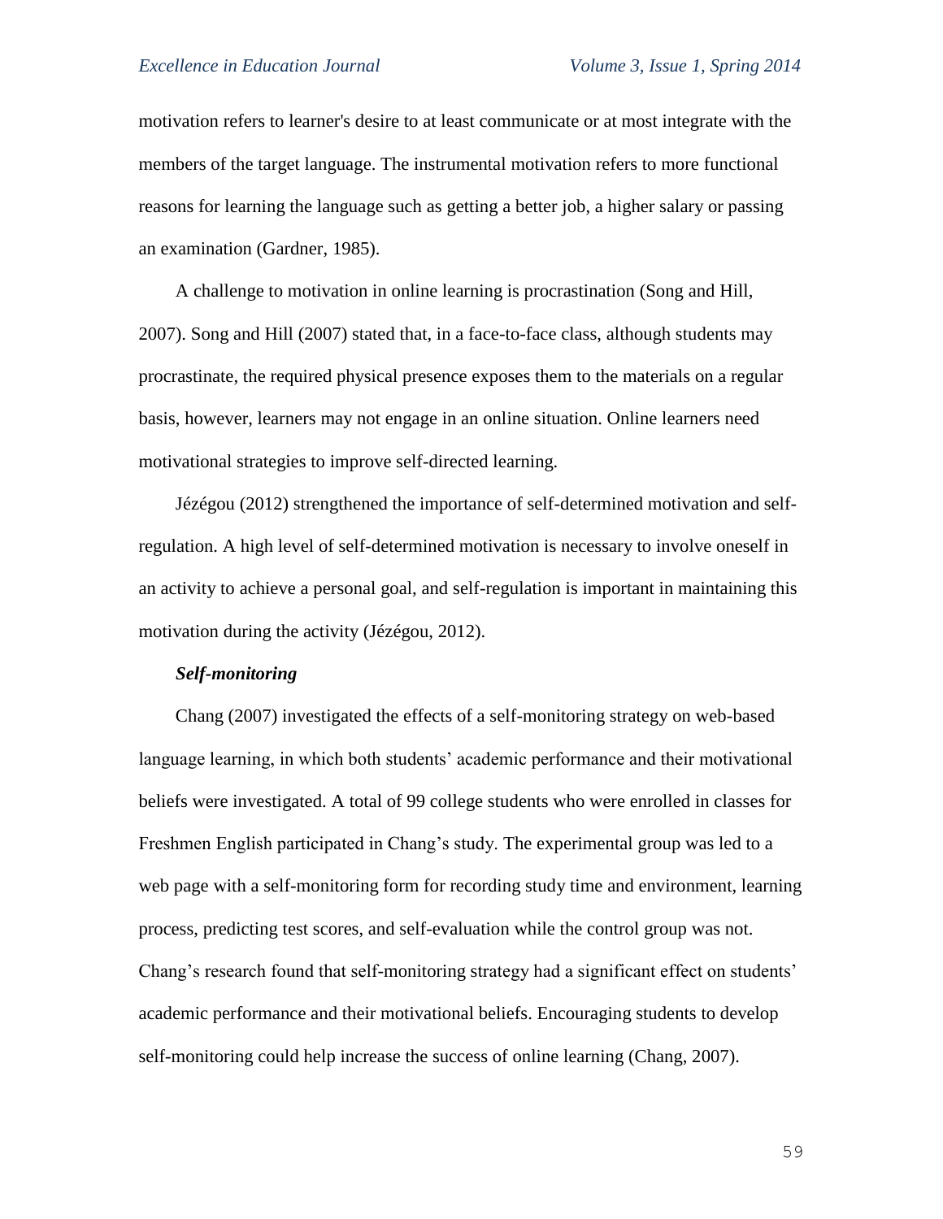motivation refers to learner's desire to at least communicate or at most integrate with the members of the target language. The instrumental motivation refers to more functional reasons for learning the language such as getting a better job, a higher salary or passing an examination (Gardner, 1985).

A challenge to motivation in online learning is procrastination (Song and Hill, 2007). Song and Hill (2007) stated that, in a face-to-face class, although students may procrastinate, the required physical presence exposes them to the materials on a regular basis, however, learners may not engage in an online situation. Online learners need motivational strategies to improve self-directed learning.

Jézégou (2012) strengthened the importance of self-determined motivation and self-regulation. A high level of self-determined motivation is necessary to involve oneself in an activity to achieve a personal goal, and self-regulation is important in maintaining this motivation during the activity (Jézégou, 2012).

***Self-monitoring***

Chang (2007) investigated the effects of a self-monitoring strategy on web-based language learning, in which both students' academic performance and their motivational beliefs were investigated. A total of 99 college students who were enrolled in classes for Freshmen English participated in Chang's study. The experimental group was led to a web page with a self-monitoring form for recording study time and environment, learning process, predicting test scores, and self-evaluation while the control group was not. Chang's research found that self-monitoring strategy had a significant effect on students' academic performance and their motivational beliefs. Encouraging students to develop self-monitoring could help increase the success of online learning (Chang, 2007).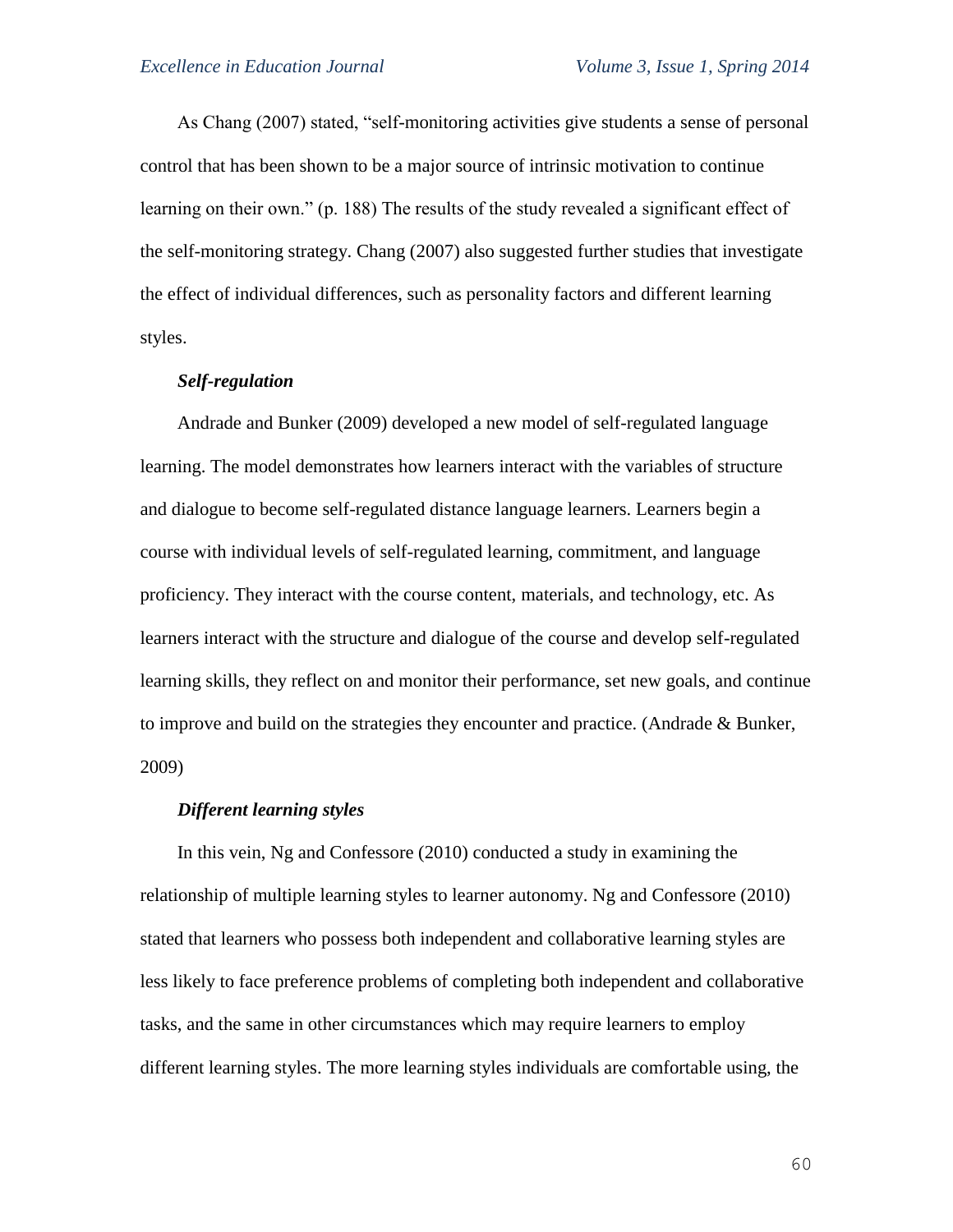As Chang (2007) stated, "self-monitoring activities give students a sense of personal control that has been shown to be a major source of intrinsic motivation to continue learning on their own." (p. 188) The results of the study revealed a significant effect of the self-monitoring strategy. Chang (2007) also suggested further studies that investigate the effect of individual differences, such as personality factors and different learning styles.

***Self-regulation***

Andrade and Bunker (2009) developed a new model of self-regulated language learning. The model demonstrates how learners interact with the variables of structure and dialogue to become self-regulated distance language learners. Learners begin a course with individual levels of self-regulated learning, commitment, and language proficiency. They interact with the course content, materials, and technology, etc. As learners interact with the structure and dialogue of the course and develop self-regulated learning skills, they reflect on and monitor their performance, set new goals, and continue to improve and build on the strategies they encounter and practice. (Andrade & Bunker, 2009)

***Different learning styles***

In this vein, Ng and Confessore (2010) conducted a study in examining the relationship of multiple learning styles to learner autonomy. Ng and Confessore (2010) stated that learners who possess both independent and collaborative learning styles are less likely to face preference problems of completing both independent and collaborative tasks, and the same in other circumstances which may require learners to employ different learning styles. The more learning styles individuals are comfortable using, the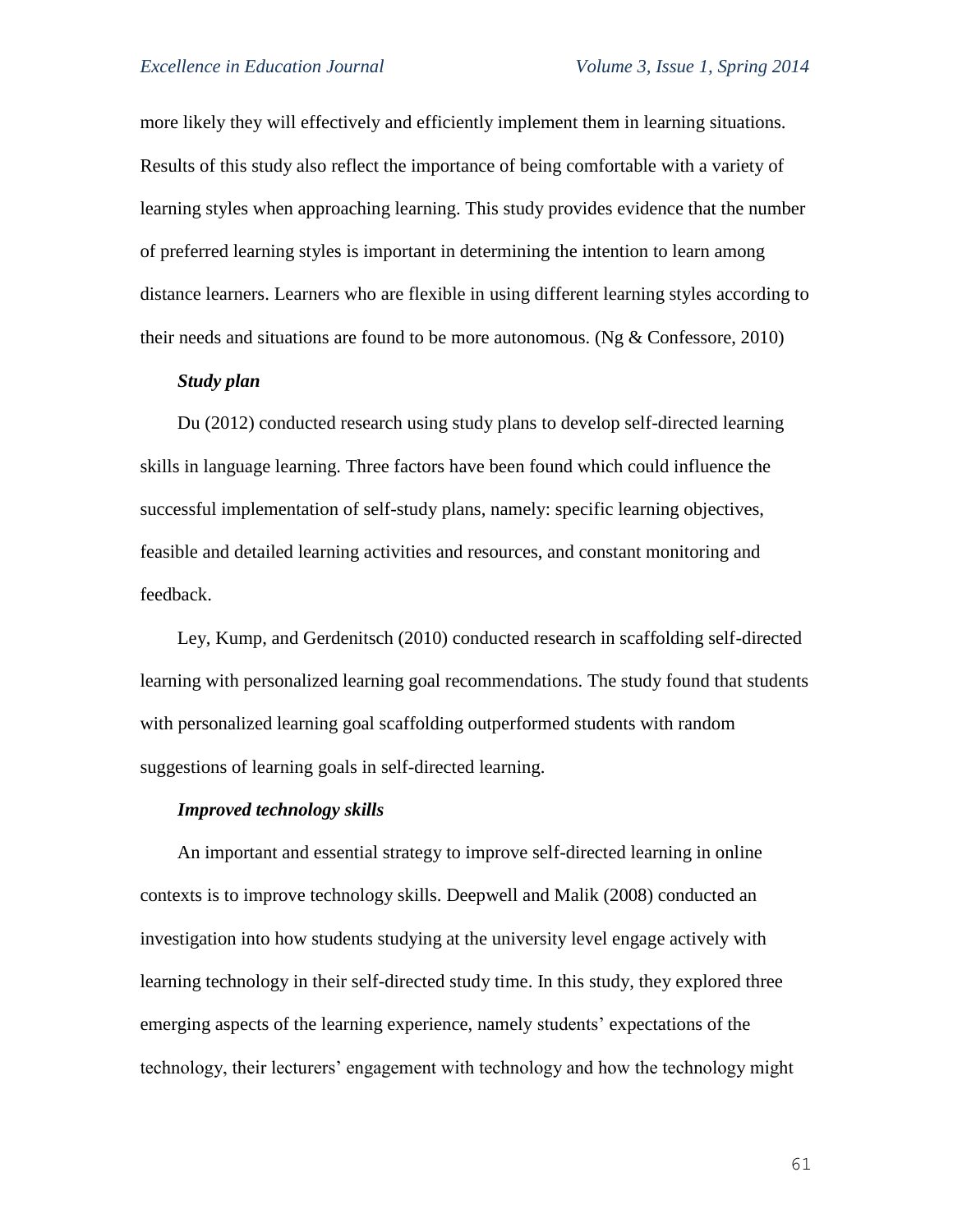more likely they will effectively and efficiently implement them in learning situations. Results of this study also reflect the importance of being comfortable with a variety of learning styles when approaching learning. This study provides evidence that the number of preferred learning styles is important in determining the intention to learn among distance learners. Learners who are flexible in using different learning styles according to their needs and situations are found to be more autonomous. (Ng & Confessore, 2010)

***Study plan***

Du (2012) conducted research using study plans to develop self-directed learning skills in language learning. Three factors have been found which could influence the successful implementation of self-study plans, namely: specific learning objectives, feasible and detailed learning activities and resources, and constant monitoring and feedback.

Ley, Kump, and Gerdenitsch (2010) conducted research in scaffolding self-directed learning with personalized learning goal recommendations. The study found that students with personalized learning goal scaffolding outperformed students with random suggestions of learning goals in self-directed learning.

***Improved technology skills***

An important and essential strategy to improve self-directed learning in online contexts is to improve technology skills. Deepwell and Malik (2008) conducted an investigation into how students studying at the university level engage actively with learning technology in their self-directed study time. In this study, they explored three emerging aspects of the learning experience, namely students' expectations of the technology, their lecturers' engagement with technology and how the technology might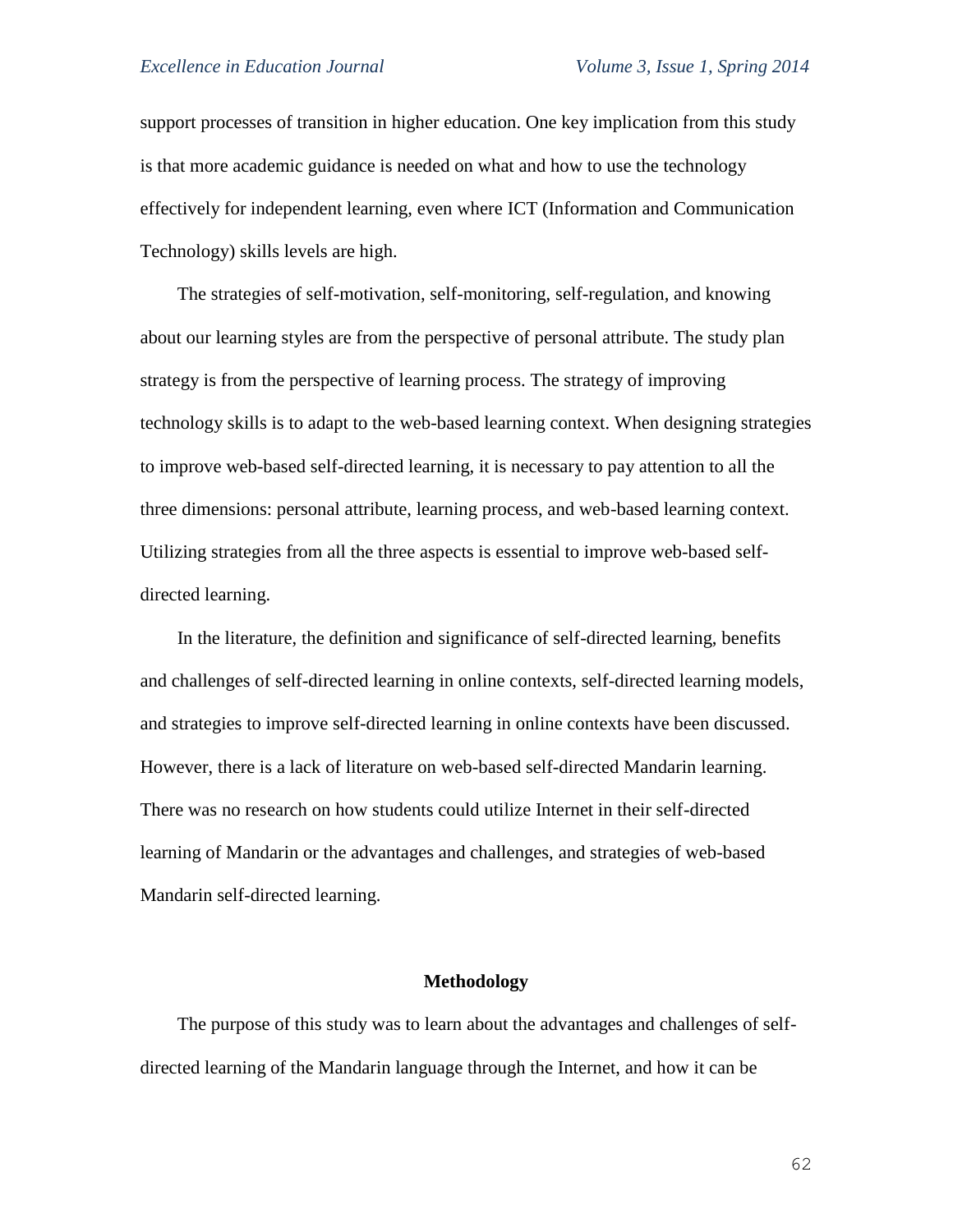support processes of transition in higher education. One key implication from this study is that more academic guidance is needed on what and how to use the technology effectively for independent learning, even where ICT (Information and Communication Technology) skills levels are high.

The strategies of self-motivation, self-monitoring, self-regulation, and knowing about our learning styles are from the perspective of personal attribute. The study plan strategy is from the perspective of learning process. The strategy of improving technology skills is to adapt to the web-based learning context. When designing strategies to improve web-based self-directed learning, it is necessary to pay attention to all the three dimensions: personal attribute, learning process, and web-based learning context. Utilizing strategies from all the three aspects is essential to improve web-based self-directed learning.

In the literature, the definition and significance of self-directed learning, benefits and challenges of self-directed learning in online contexts, self-directed learning models, and strategies to improve self-directed learning in online contexts have been discussed. However, there is a lack of literature on web-based self-directed Mandarin learning. There was no research on how students could utilize Internet in their self-directed learning of Mandarin or the advantages and challenges, and strategies of web-based Mandarin self-directed learning.

## Methodology

The purpose of this study was to learn about the advantages and challenges of self-directed learning of the Mandarin language through the Internet, and how it can be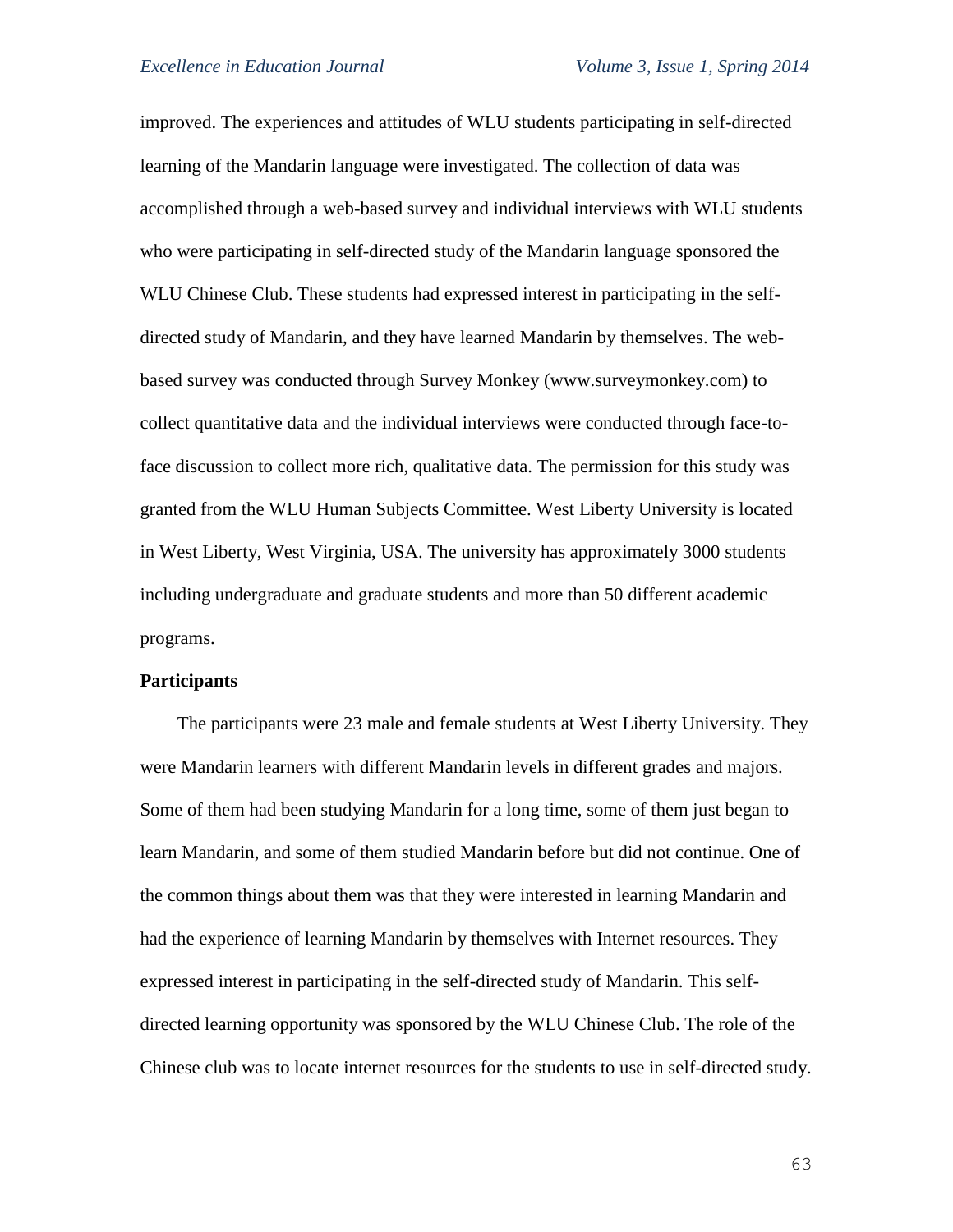improved. The experiences and attitudes of WLU students participating in self-directed learning of the Mandarin language were investigated. The collection of data was accomplished through a web-based survey and individual interviews with WLU students who were participating in self-directed study of the Mandarin language sponsored the WLU Chinese Club. These students had expressed interest in participating in the self-directed study of Mandarin, and they have learned Mandarin by themselves. The web-based survey was conducted through Survey Monkey (www.surveymonkey.com) to collect quantitative data and the individual interviews were conducted through face-to-face discussion to collect more rich, qualitative data. The permission for this study was granted from the WLU Human Subjects Committee. West Liberty University is located in West Liberty, West Virginia, USA. The university has approximately 3000 students including undergraduate and graduate students and more than 50 different academic programs.

**Participants**

The participants were 23 male and female students at West Liberty University. They were Mandarin learners with different Mandarin levels in different grades and majors. Some of them had been studying Mandarin for a long time, some of them just began to learn Mandarin, and some of them studied Mandarin before but did not continue. One of the common things about them was that they were interested in learning Mandarin and had the experience of learning Mandarin by themselves with Internet resources. They expressed interest in participating in the self-directed study of Mandarin. This self-directed learning opportunity was sponsored by the WLU Chinese Club. The role of the Chinese club was to locate internet resources for the students to use in self-directed study.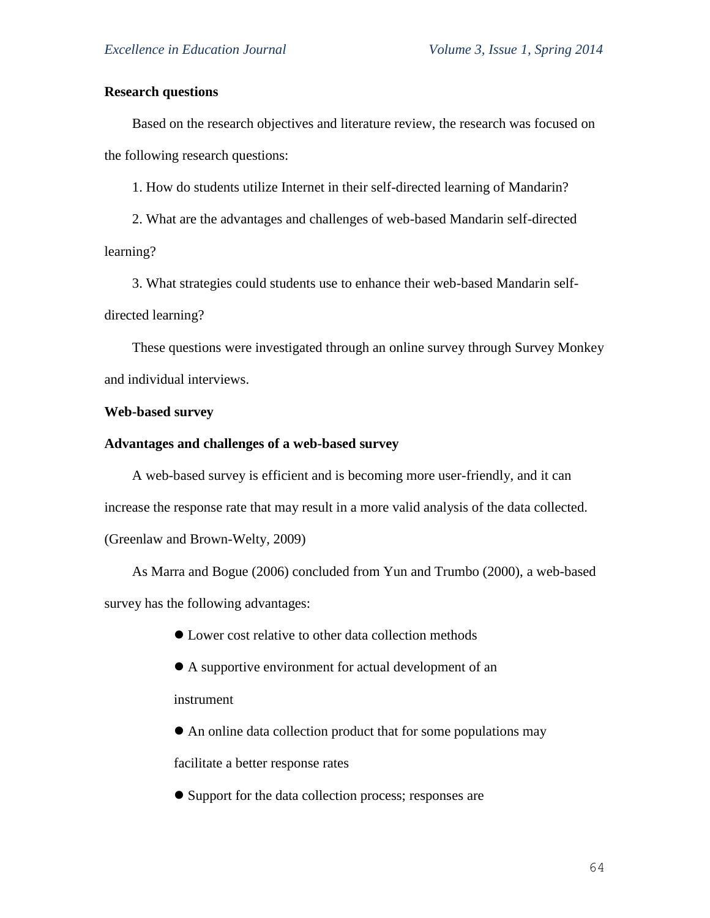**Research questions**

Based on the research objectives and literature review, the research was focused on the following research questions:

1. How do students utilize Internet in their self-directed learning of Mandarin?

2. What are the advantages and challenges of web-based Mandarin self-directed learning?

3. What strategies could students use to enhance their web-based Mandarin self-directed learning?

These questions were investigated through an online survey through Survey Monkey and individual interviews.

**Web-based survey**

**Advantages and challenges of a web-based survey**

A web-based survey is efficient and is becoming more user-friendly, and it can increase the response rate that may result in a more valid analysis of the data collected. (Greenlaw and Brown-Welty, 2009)

As Marra and Bogue (2006) concluded from Yun and Trumbo (2000), a web-based survey has the following advantages:

- Lower cost relative to other data collection methods
- A supportive environment for actual development of an instrument
- An online data collection product that for some populations may facilitate a better response rates
- Support for the data collection process; responses are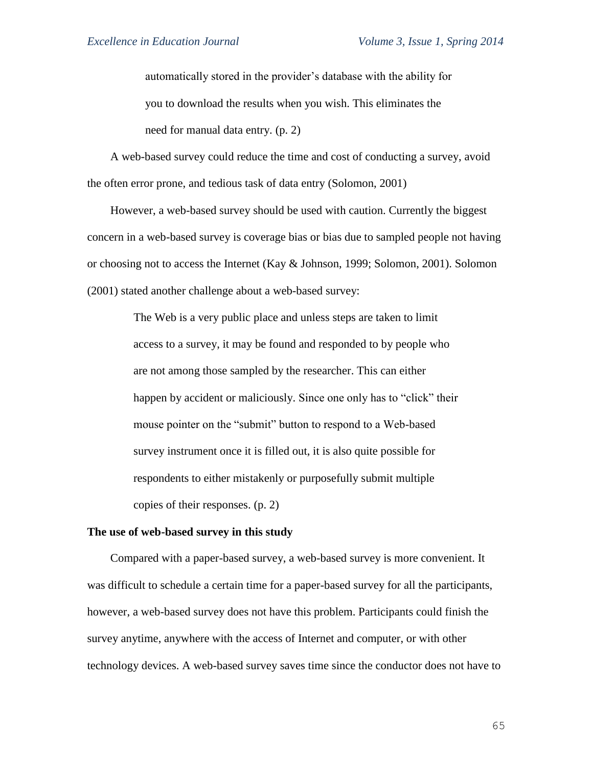> automatically stored in the provider's database with the ability for you to download the results when you wish. This eliminates the need for manual data entry. (p. 2)

A web-based survey could reduce the time and cost of conducting a survey, avoid the often error prone, and tedious task of data entry (Solomon, 2001)

However, a web-based survey should be used with caution. Currently the biggest concern in a web-based survey is coverage bias or bias due to sampled people not having or choosing not to access the Internet (Kay & Johnson, 1999; Solomon, 2001). Solomon (2001) stated another challenge about a web-based survey:

> The Web is a very public place and unless steps are taken to limit access to a survey, it may be found and responded to by people who are not among those sampled by the researcher. This can either happen by accident or maliciously. Since one only has to "click" their mouse pointer on the "submit" button to respond to a Web-based survey instrument once it is filled out, it is also quite possible for respondents to either mistakenly or purposefully submit multiple copies of their responses. (p. 2)

**The use of web-based survey in this study**

Compared with a paper-based survey, a web-based survey is more convenient. It was difficult to schedule a certain time for a paper-based survey for all the participants, however, a web-based survey does not have this problem. Participants could finish the survey anytime, anywhere with the access of Internet and computer, or with other technology devices. A web-based survey saves time since the conductor does not have to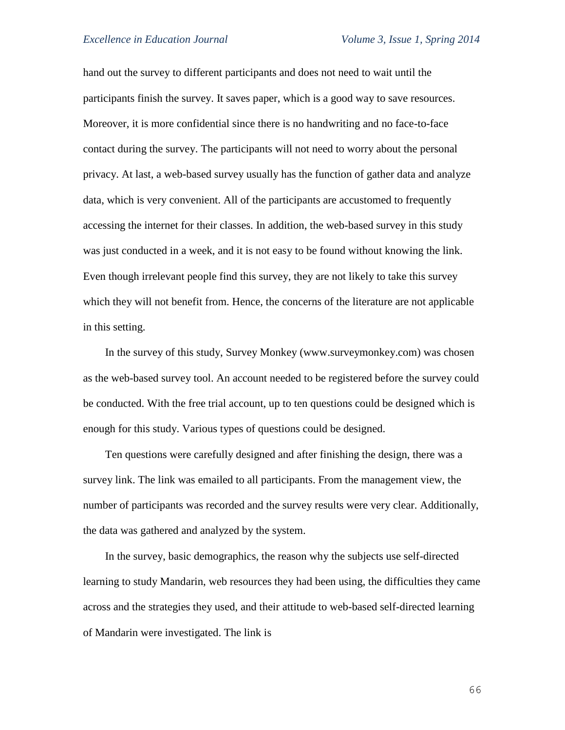hand out the survey to different participants and does not need to wait until the participants finish the survey. It saves paper, which is a good way to save resources. Moreover, it is more confidential since there is no handwriting and no face-to-face contact during the survey. The participants will not need to worry about the personal privacy. At last, a web-based survey usually has the function of gather data and analyze data, which is very convenient. All of the participants are accustomed to frequently accessing the internet for their classes. In addition, the web-based survey in this study was just conducted in a week, and it is not easy to be found without knowing the link. Even though irrelevant people find this survey, they are not likely to take this survey which they will not benefit from. Hence, the concerns of the literature are not applicable in this setting.

In the survey of this study, Survey Monkey (www.surveymonkey.com) was chosen as the web-based survey tool. An account needed to be registered before the survey could be conducted. With the free trial account, up to ten questions could be designed which is enough for this study. Various types of questions could be designed.

Ten questions were carefully designed and after finishing the design, there was a survey link. The link was emailed to all participants. From the management view, the number of participants was recorded and the survey results were very clear. Additionally, the data was gathered and analyzed by the system.

In the survey, basic demographics, the reason why the subjects use self-directed learning to study Mandarin, web resources they had been using, the difficulties they came across and the strategies they used, and their attitude to web-based self-directed learning of Mandarin were investigated. The link is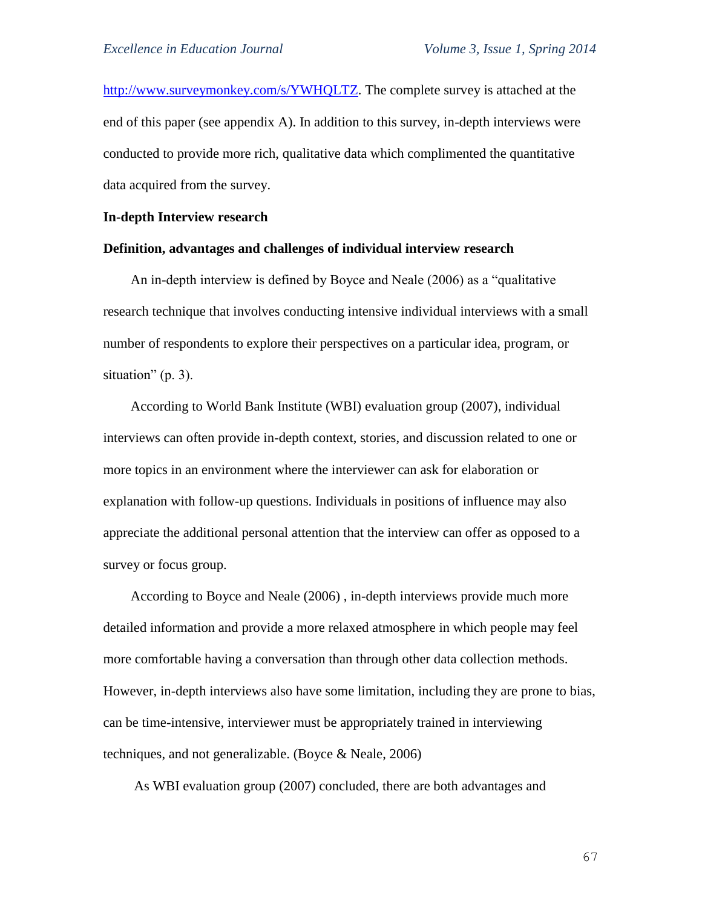http://www.surveymonkey.com/s/YWHQLTZ. The complete survey is attached at the end of this paper (see appendix A). In addition to this survey, in-depth interviews were conducted to provide more rich, qualitative data which complimented the quantitative data acquired from the survey.

**In-depth Interview research**

**Definition, advantages and challenges of individual interview research**

An in-depth interview is defined by Boyce and Neale (2006) as a "qualitative research technique that involves conducting intensive individual interviews with a small number of respondents to explore their perspectives on a particular idea, program, or situation" (p. 3).

According to World Bank Institute (WBI) evaluation group (2007), individual interviews can often provide in-depth context, stories, and discussion related to one or more topics in an environment where the interviewer can ask for elaboration or explanation with follow-up questions. Individuals in positions of influence may also appreciate the additional personal attention that the interview can offer as opposed to a survey or focus group.

According to Boyce and Neale (2006) , in-depth interviews provide much more detailed information and provide a more relaxed atmosphere in which people may feel more comfortable having a conversation than through other data collection methods. However, in-depth interviews also have some limitation, including they are prone to bias, can be time-intensive, interviewer must be appropriately trained in interviewing techniques, and not generalizable. (Boyce & Neale, 2006)

As WBI evaluation group (2007) concluded, there are both advantages and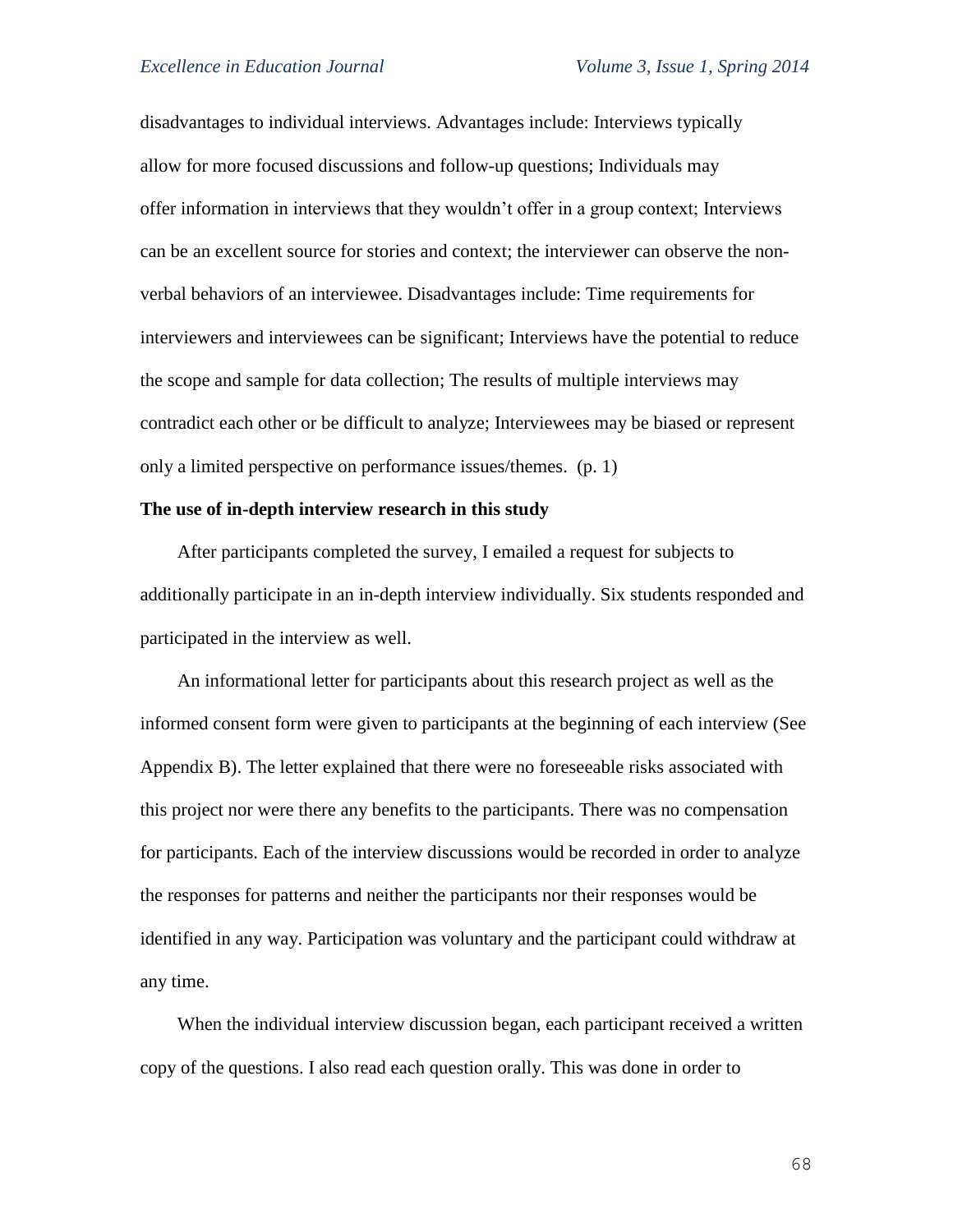disadvantages to individual interviews. Advantages include: Interviews typically allow for more focused discussions and follow-up questions; Individuals may offer information in interviews that they wouldn't offer in a group context; Interviews can be an excellent source for stories and context; the interviewer can observe the non-verbal behaviors of an interviewee. Disadvantages include: Time requirements for interviewers and interviewees can be significant; Interviews have the potential to reduce the scope and sample for data collection; The results of multiple interviews may contradict each other or be difficult to analyze; Interviewees may be biased or represent only a limited perspective on performance issues/themes. (p. 1)

**The use of in-depth interview research in this study**

After participants completed the survey, I emailed a request for subjects to additionally participate in an in-depth interview individually. Six students responded and participated in the interview as well.

An informational letter for participants about this research project as well as the informed consent form were given to participants at the beginning of each interview (See Appendix B). The letter explained that there were no foreseeable risks associated with this project nor were there any benefits to the participants. There was no compensation for participants. Each of the interview discussions would be recorded in order to analyze the responses for patterns and neither the participants nor their responses would be identified in any way. Participation was voluntary and the participant could withdraw at any time.

When the individual interview discussion began, each participant received a written copy of the questions. I also read each question orally. This was done in order to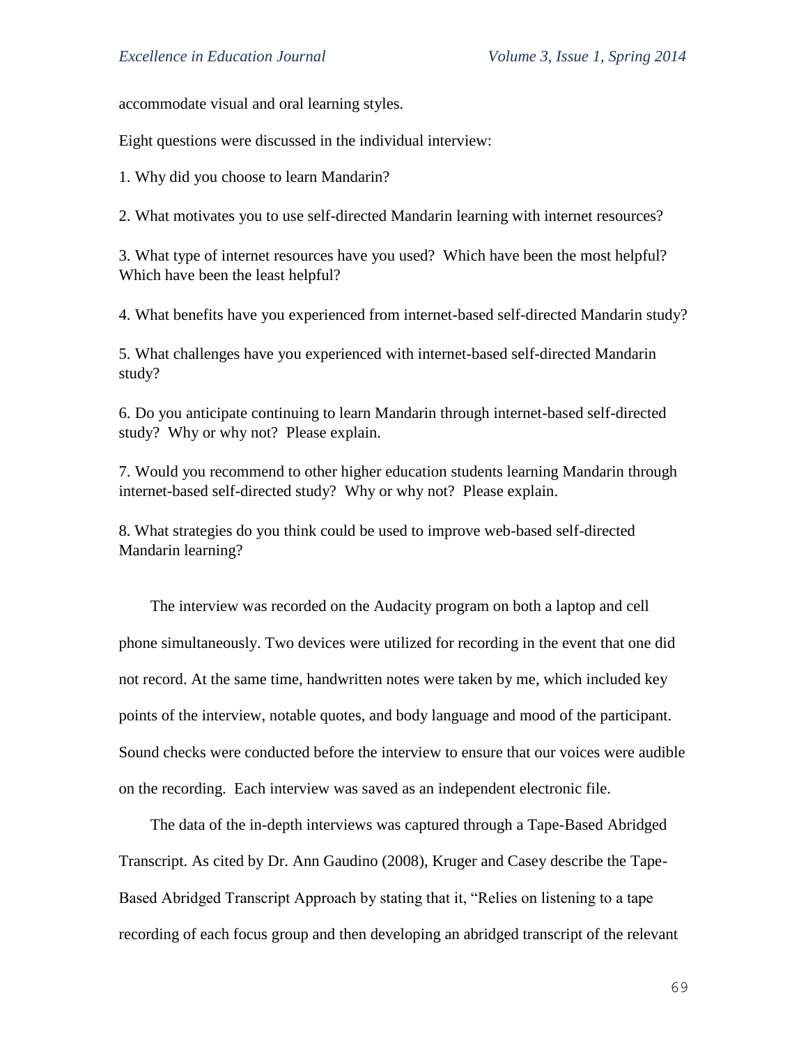accommodate visual and oral learning styles.

Eight questions were discussed in the individual interview:

1. Why did you choose to learn Mandarin?

2. What motivates you to use self-directed Mandarin learning with internet resources?

3. What type of internet resources have you used? Which have been the most helpful? Which have been the least helpful?

4. What benefits have you experienced from internet-based self-directed Mandarin study?

5. What challenges have you experienced with internet-based self-directed Mandarin study?

6. Do you anticipate continuing to learn Mandarin through internet-based self-directed study? Why or why not? Please explain.

7. Would you recommend to other higher education students learning Mandarin through internet-based self-directed study? Why or why not? Please explain.

8. What strategies do you think could be used to improve web-based self-directed Mandarin learning?

The interview was recorded on the Audacity program on both a laptop and cell phone simultaneously. Two devices were utilized for recording in the event that one did not record. At the same time, handwritten notes were taken by me, which included key points of the interview, notable quotes, and body language and mood of the participant. Sound checks were conducted before the interview to ensure that our voices were audible on the recording. Each interview was saved as an independent electronic file.

The data of the in-depth interviews was captured through a Tape-Based Abridged Transcript. As cited by Dr. Ann Gaudino (2008), Kruger and Casey describe the Tape-Based Abridged Transcript Approach by stating that it, "Relies on listening to a tape recording of each focus group and then developing an abridged transcript of the relevant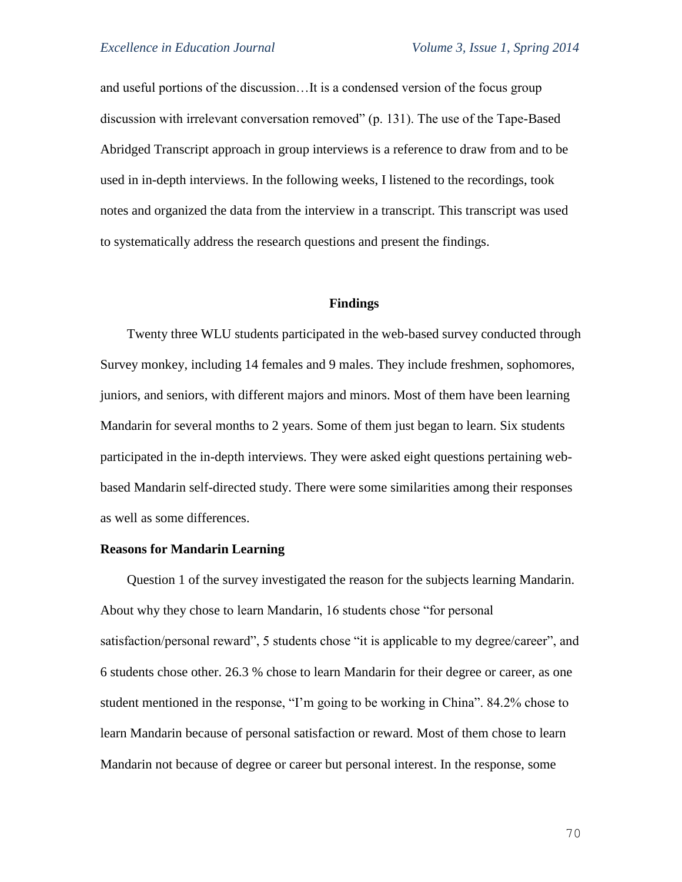and useful portions of the discussion…It is a condensed version of the focus group discussion with irrelevant conversation removed" (p. 131). The use of the Tape-Based Abridged Transcript approach in group interviews is a reference to draw from and to be used in in-depth interviews. In the following weeks, I listened to the recordings, took notes and organized the data from the interview in a transcript. This transcript was used to systematically address the research questions and present the findings.

## Findings

Twenty three WLU students participated in the web-based survey conducted through Survey monkey, including 14 females and 9 males. They include freshmen, sophomores, juniors, and seniors, with different majors and minors. Most of them have been learning Mandarin for several months to 2 years. Some of them just began to learn. Six students participated in the in-depth interviews. They were asked eight questions pertaining web-based Mandarin self-directed study. There were some similarities among their responses as well as some differences.

### Reasons for Mandarin Learning

Question 1 of the survey investigated the reason for the subjects learning Mandarin. About why they chose to learn Mandarin, 16 students chose "for personal satisfaction/personal reward", 5 students chose "it is applicable to my degree/career", and 6 students chose other. 26.3 % chose to learn Mandarin for their degree or career, as one student mentioned in the response, "I'm going to be working in China". 84.2% chose to learn Mandarin because of personal satisfaction or reward. Most of them chose to learn Mandarin not because of degree or career but personal interest. In the response, some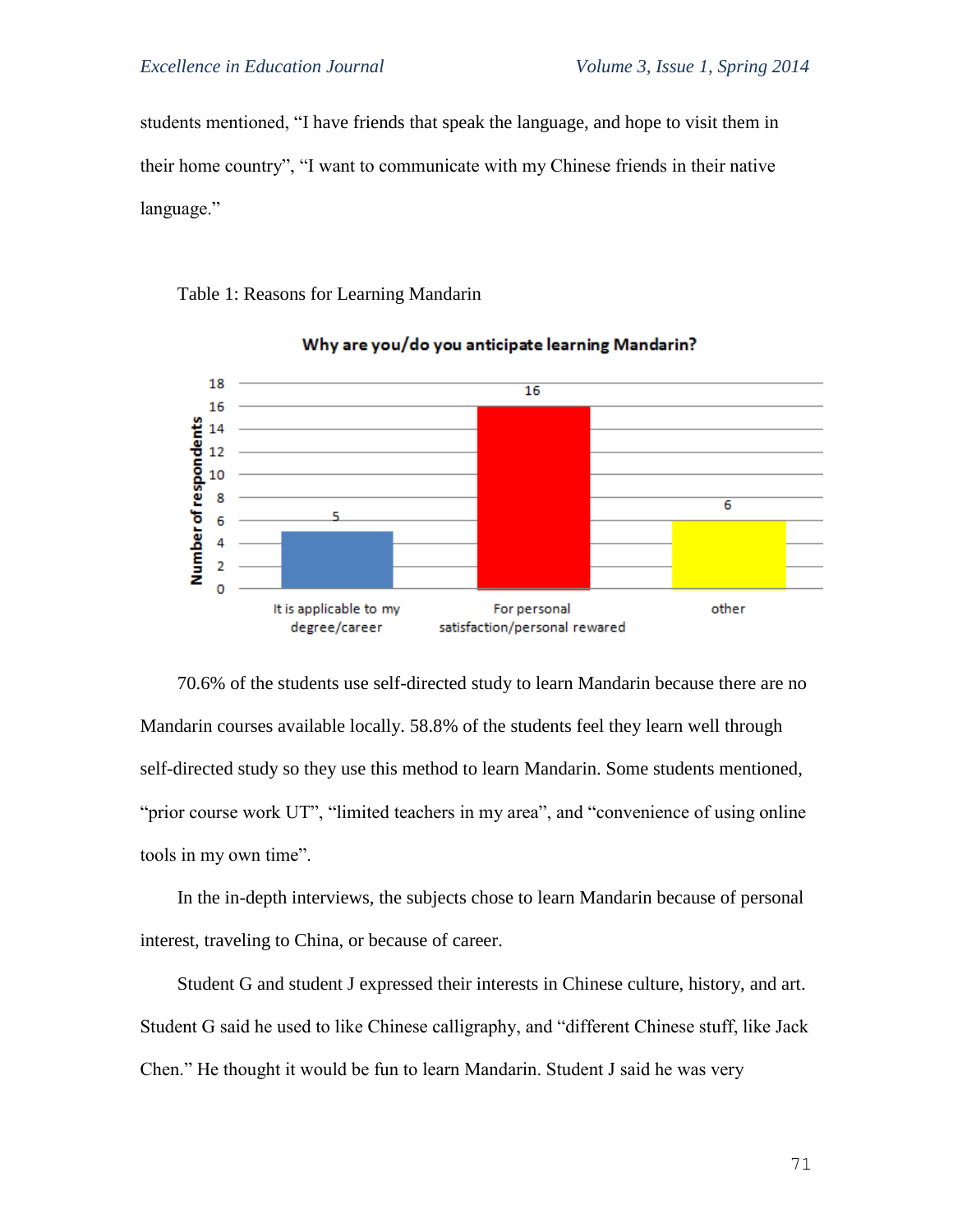students mentioned, "I have friends that speak the language, and hope to visit them in their home country", "I want to communicate with my Chinese friends in their native language."

Table 1: Reasons for Learning Mandarin

**Why are you/do you anticipate learning Mandarin?**

| Reason | Number of respondents |
| --- | --- |
| It is applicable to my degree/career | 5 |
| For personal satisfaction/personal reward | 16 |
| other | 6 |

70.6% of the students use self-directed study to learn Mandarin because there are no Mandarin courses available locally. 58.8% of the students feel they learn well through self-directed study so they use this method to learn Mandarin. Some students mentioned, "prior course work UT", "limited teachers in my area", and "convenience of using online tools in my own time".

In the in-depth interviews, the subjects chose to learn Mandarin because of personal interest, traveling to China, or because of career.

Student G and student J expressed their interests in Chinese culture, history, and art. Student G said he used to like Chinese calligraphy, and "different Chinese stuff, like Jack Chen." He thought it would be fun to learn Mandarin. Student J said he was very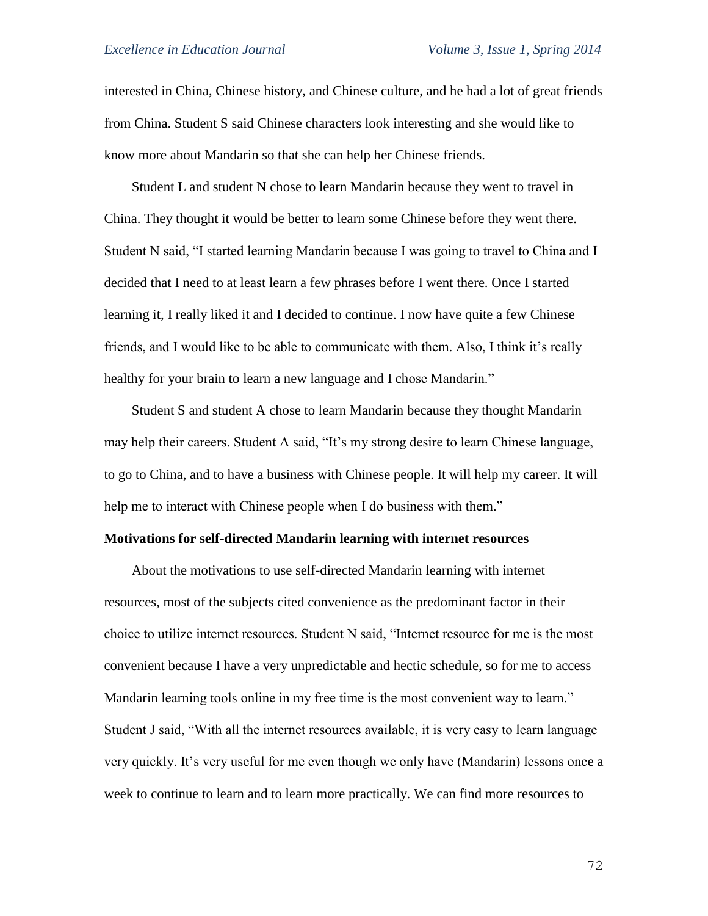interested in China, Chinese history, and Chinese culture, and he had a lot of great friends from China. Student S said Chinese characters look interesting and she would like to know more about Mandarin so that she can help her Chinese friends.

Student L and student N chose to learn Mandarin because they went to travel in China. They thought it would be better to learn some Chinese before they went there. Student N said, "I started learning Mandarin because I was going to travel to China and I decided that I need to at least learn a few phrases before I went there. Once I started learning it, I really liked it and I decided to continue. I now have quite a few Chinese friends, and I would like to be able to communicate with them. Also, I think it's really healthy for your brain to learn a new language and I chose Mandarin."

Student S and student A chose to learn Mandarin because they thought Mandarin may help their careers. Student A said, "It's my strong desire to learn Chinese language, to go to China, and to have a business with Chinese people. It will help my career. It will help me to interact with Chinese people when I do business with them."

**Motivations for self-directed Mandarin learning with internet resources**

About the motivations to use self-directed Mandarin learning with internet resources, most of the subjects cited convenience as the predominant factor in their choice to utilize internet resources. Student N said, "Internet resource for me is the most convenient because I have a very unpredictable and hectic schedule, so for me to access Mandarin learning tools online in my free time is the most convenient way to learn." Student J said, "With all the internet resources available, it is very easy to learn language very quickly. It's very useful for me even though we only have (Mandarin) lessons once a week to continue to learn and to learn more practically. We can find more resources to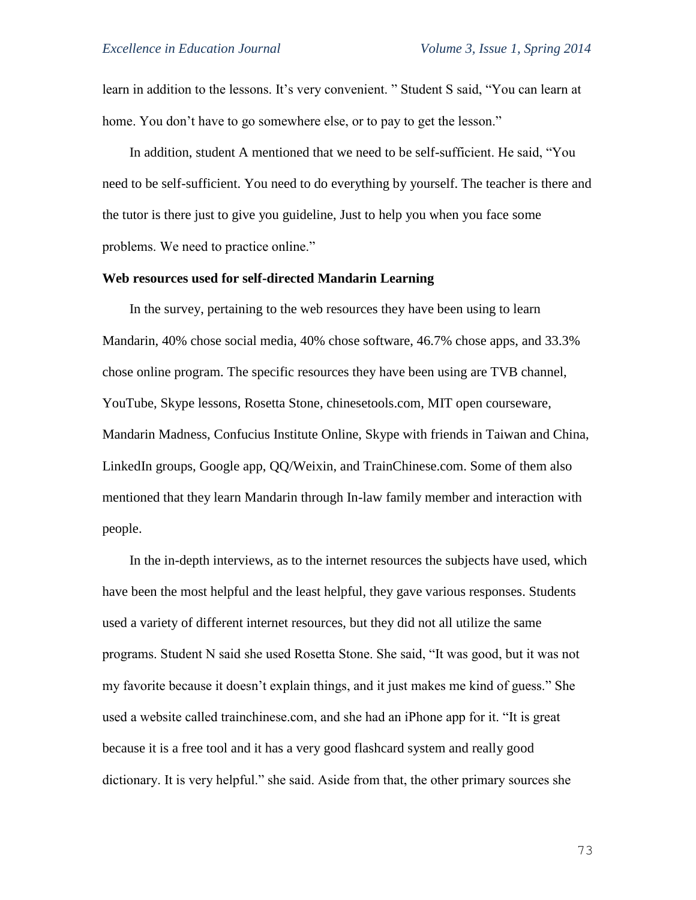learn in addition to the lessons. It's very convenient. " Student S said, "You can learn at home. You don't have to go somewhere else, or to pay to get the lesson."

In addition, student A mentioned that we need to be self-sufficient. He said, "You need to be self-sufficient. You need to do everything by yourself. The teacher is there and the tutor is there just to give you guideline, Just to help you when you face some problems. We need to practice online."

**Web resources used for self-directed Mandarin Learning**

In the survey, pertaining to the web resources they have been using to learn Mandarin, 40% chose social media, 40% chose software, 46.7% chose apps, and 33.3% chose online program. The specific resources they have been using are TVB channel, YouTube, Skype lessons, Rosetta Stone, chinesetools.com, MIT open courseware, Mandarin Madness, Confucius Institute Online, Skype with friends in Taiwan and China, LinkedIn groups, Google app, QQ/Weixin, and TrainChinese.com. Some of them also mentioned that they learn Mandarin through In-law family member and interaction with people.

In the in-depth interviews, as to the internet resources the subjects have used, which have been the most helpful and the least helpful, they gave various responses. Students used a variety of different internet resources, but they did not all utilize the same programs. Student N said she used Rosetta Stone. She said, "It was good, but it was not my favorite because it doesn't explain things, and it just makes me kind of guess." She used a website called trainchinese.com, and she had an iPhone app for it. "It is great because it is a free tool and it has a very good flashcard system and really good dictionary. It is very helpful." she said. Aside from that, the other primary sources she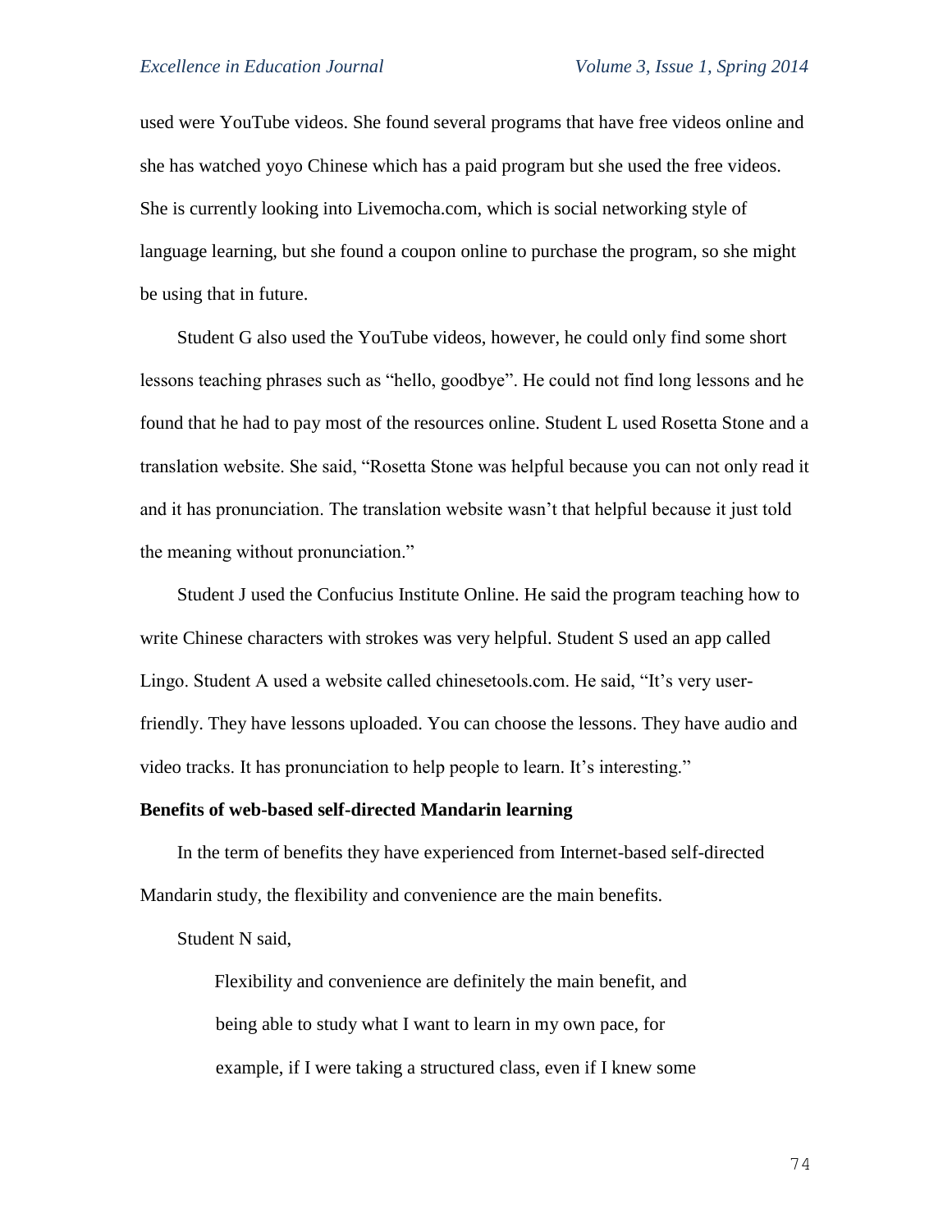used were YouTube videos. She found several programs that have free videos online and she has watched yoyo Chinese which has a paid program but she used the free videos. She is currently looking into Livemocha.com, which is social networking style of language learning, but she found a coupon online to purchase the program, so she might be using that in future.

Student G also used the YouTube videos, however, he could only find some short lessons teaching phrases such as "hello, goodbye". He could not find long lessons and he found that he had to pay most of the resources online. Student L used Rosetta Stone and a translation website. She said, "Rosetta Stone was helpful because you can not only read it and it has pronunciation. The translation website wasn't that helpful because it just told the meaning without pronunciation."

Student J used the Confucius Institute Online. He said the program teaching how to write Chinese characters with strokes was very helpful. Student S used an app called Lingo. Student A used a website called chinesetools.com. He said, "It's very user-friendly. They have lessons uploaded. You can choose the lessons. They have audio and video tracks. It has pronunciation to help people to learn. It's interesting."

**Benefits of web-based self-directed Mandarin learning**

In the term of benefits they have experienced from Internet-based self-directed Mandarin study, the flexibility and convenience are the main benefits.

Student N said,

> Flexibility and convenience are definitely the main benefit, and being able to study what I want to learn in my own pace, for example, if I were taking a structured class, even if I knew some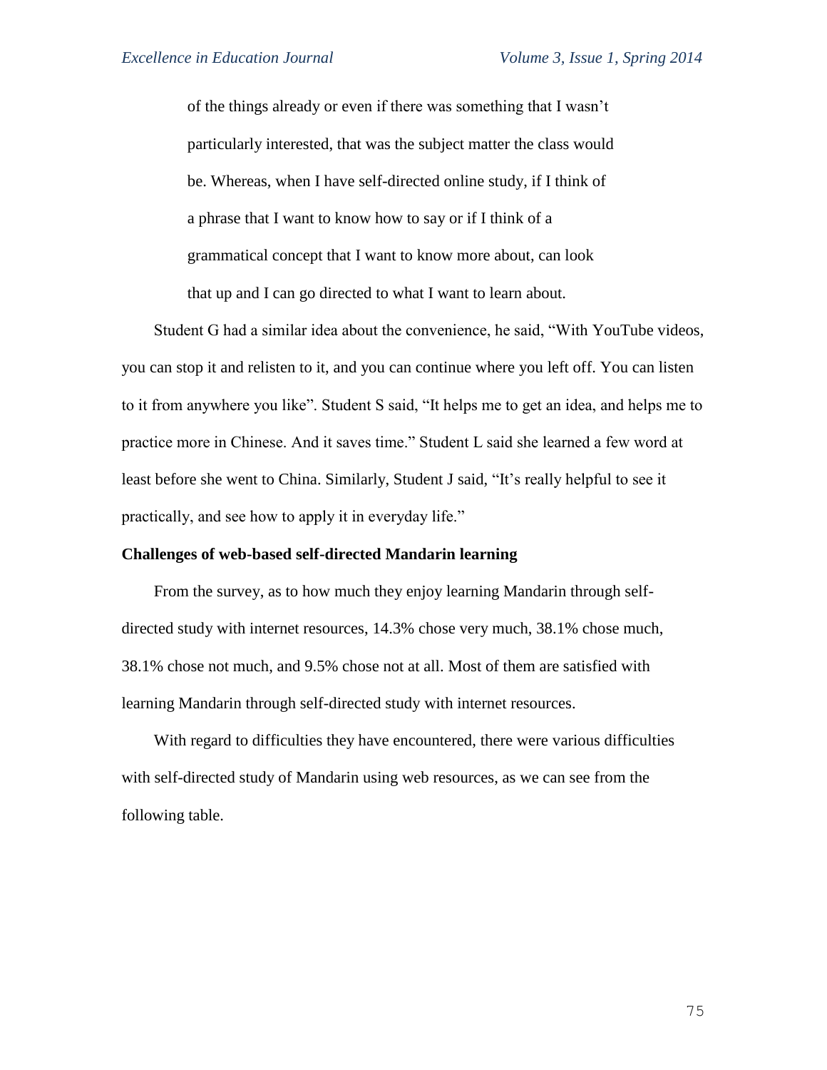> of the things already or even if there was something that I wasn't particularly interested, that was the subject matter the class would be. Whereas, when I have self-directed online study, if I think of a phrase that I want to know how to say or if I think of a grammatical concept that I want to know more about, can look that up and I can go directed to what I want to learn about.

Student G had a similar idea about the convenience, he said, "With YouTube videos, you can stop it and relisten to it, and you can continue where you left off. You can listen to it from anywhere you like". Student S said, "It helps me to get an idea, and helps me to practice more in Chinese. And it saves time." Student L said she learned a few word at least before she went to China. Similarly, Student J said, "It's really helpful to see it practically, and see how to apply it in everyday life."

**Challenges of web-based self-directed Mandarin learning**

From the survey, as to how much they enjoy learning Mandarin through self-directed study with internet resources, 14.3% chose very much, 38.1% chose much, 38.1% chose not much, and 9.5% chose not at all. Most of them are satisfied with learning Mandarin through self-directed study with internet resources.

With regard to difficulties they have encountered, there were various difficulties with self-directed study of Mandarin using web resources, as we can see from the following table.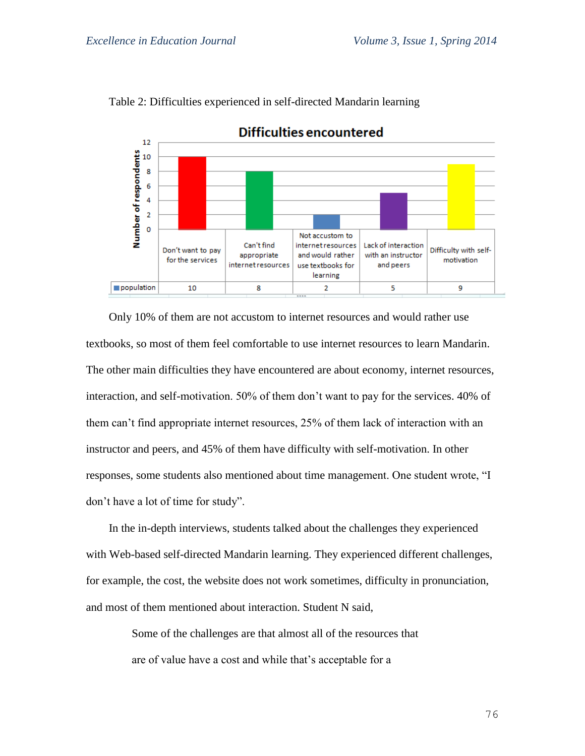Table 2: Difficulties experienced in self-directed Mandarin learning

**Difficulties encountered**

| | Don't want to pay for the services | Can't find appropriate internet resources | Not accustom to internet resources and would rather use textbooks for learning | Lack of interaction with an instructor and peers | Difficulty with self-motivation |
|---|---|---|---|---|---|
| population | 10 | 8 | 2 | 5 | 9 |

Only 10% of them are not accustom to internet resources and would rather use textbooks, so most of them feel comfortable to use internet resources to learn Mandarin. The other main difficulties they have encountered are about economy, internet resources, interaction, and self-motivation. 50% of them don't want to pay for the services. 40% of them can't find appropriate internet resources, 25% of them lack of interaction with an instructor and peers, and 45% of them have difficulty with self-motivation. In other responses, some students also mentioned about time management. One student wrote, "I don't have a lot of time for study".

In the in-depth interviews, students talked about the challenges they experienced with Web-based self-directed Mandarin learning. They experienced different challenges, for example, the cost, the website does not work sometimes, difficulty in pronunciation, and most of them mentioned about interaction. Student N said,

> Some of the challenges are that almost all of the resources that are of value have a cost and while that's acceptable for a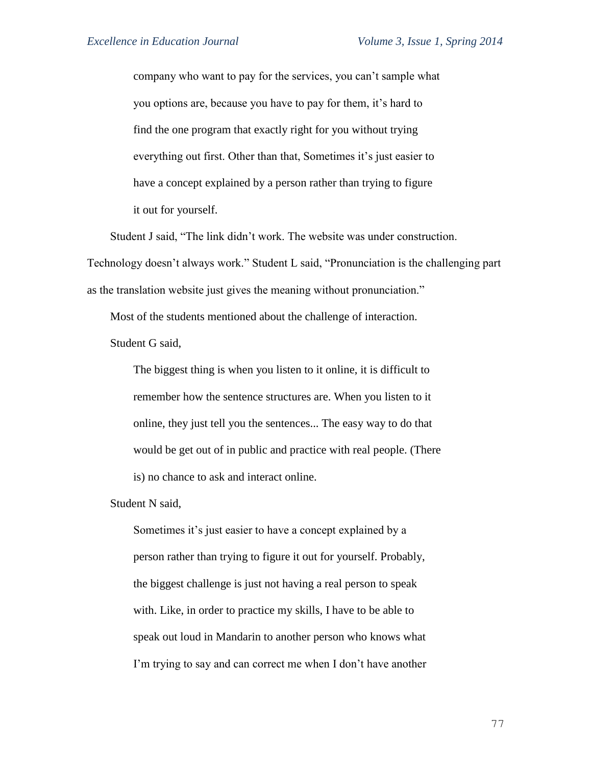> company who want to pay for the services, you can't sample what you options are, because you have to pay for them, it's hard to find the one program that exactly right for you without trying everything out first. Other than that, Sometimes it's just easier to have a concept explained by a person rather than trying to figure it out for yourself.

Student J said, "The link didn't work. The website was under construction. Technology doesn't always work." Student L said, "Pronunciation is the challenging part as the translation website just gives the meaning without pronunciation."

Most of the students mentioned about the challenge of interaction.

Student G said,

> The biggest thing is when you listen to it online, it is difficult to remember how the sentence structures are. When you listen to it online, they just tell you the sentences... The easy way to do that would be get out of in public and practice with real people. (There is) no chance to ask and interact online.

Student N said,

> Sometimes it's just easier to have a concept explained by a person rather than trying to figure it out for yourself. Probably, the biggest challenge is just not having a real person to speak with. Like, in order to practice my skills, I have to be able to speak out loud in Mandarin to another person who knows what I'm trying to say and can correct me when I don't have another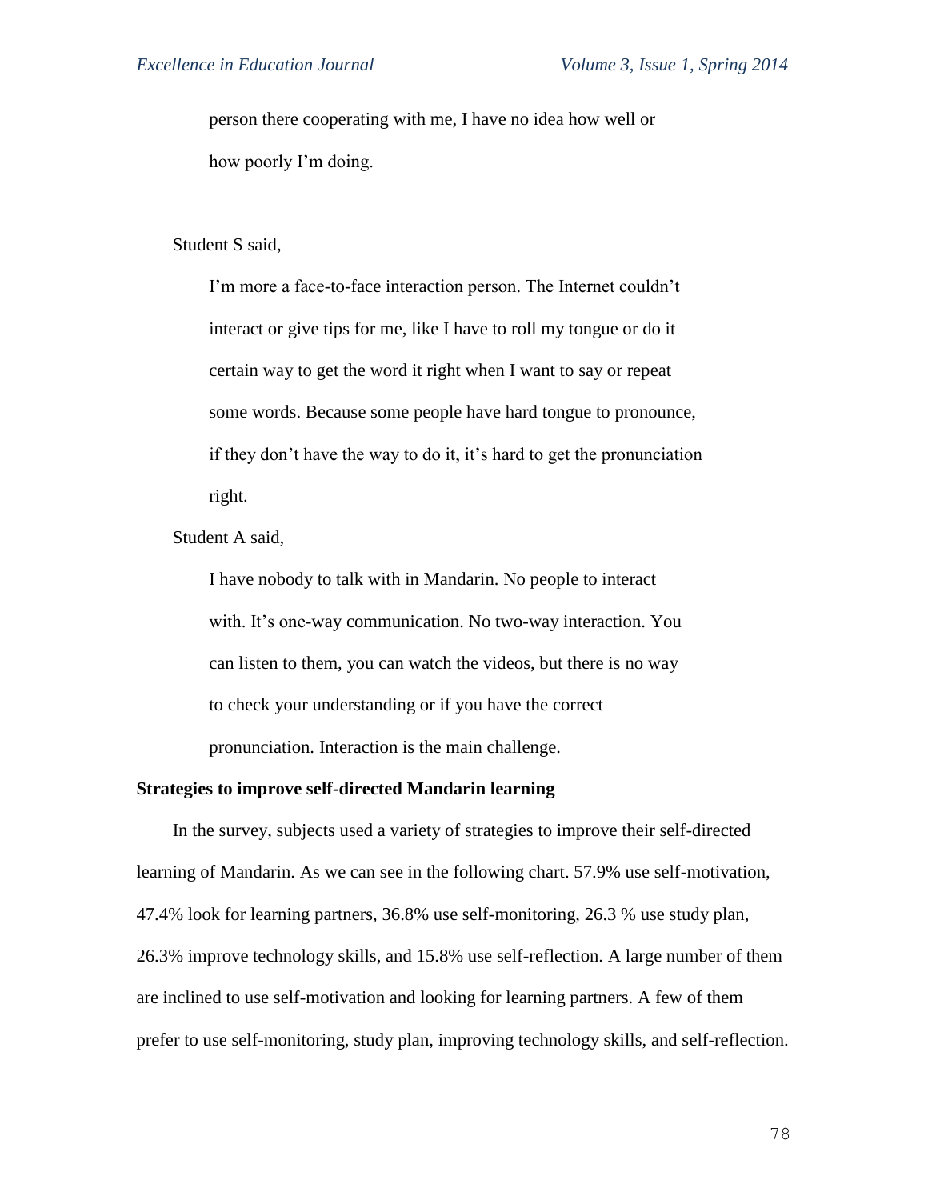> person there cooperating with me, I have no idea how well or how poorly I'm doing.

Student S said,

> I'm more a face-to-face interaction person. The Internet couldn't interact or give tips for me, like I have to roll my tongue or do it certain way to get the word it right when I want to say or repeat some words. Because some people have hard tongue to pronounce, if they don't have the way to do it, it's hard to get the pronunciation right.

Student A said,

> I have nobody to talk with in Mandarin. No people to interact with. It's one-way communication. No two-way interaction. You can listen to them, you can watch the videos, but there is no way to check your understanding or if you have the correct pronunciation. Interaction is the main challenge.

**Strategies to improve self-directed Mandarin learning**

In the survey, subjects used a variety of strategies to improve their self-directed learning of Mandarin. As we can see in the following chart. 57.9% use self-motivation, 47.4% look for learning partners, 36.8% use self-monitoring, 26.3 % use study plan, 26.3% improve technology skills, and 15.8% use self-reflection. A large number of them are inclined to use self-motivation and looking for learning partners. A few of them prefer to use self-monitoring, study plan, improving technology skills, and self-reflection.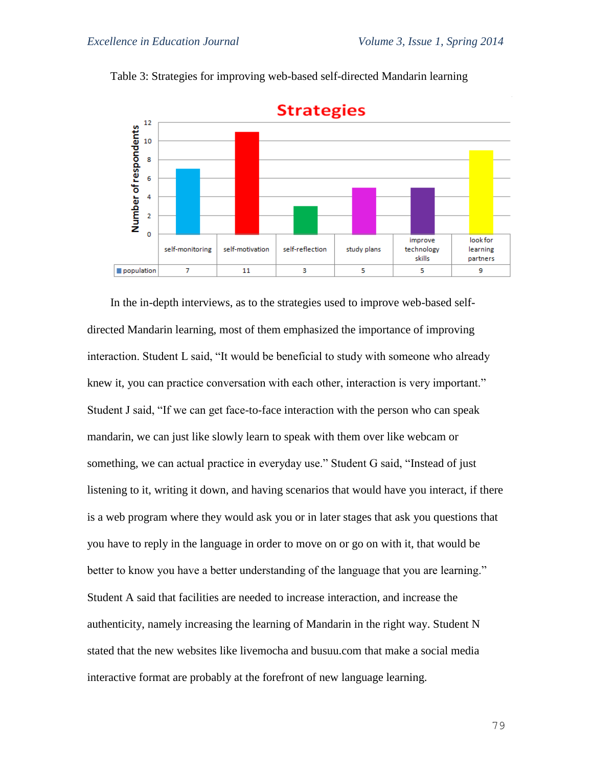Table 3: Strategies for improving web-based self-directed Mandarin learning

| | self-monitoring | self-motivation | self-reflection | study plans | improve technology skills | look for learning partners |
|---|---|---|---|---|---|---|
| population | 7 | 11 | 3 | 5 | 5 | 9 |

In the in-depth interviews, as to the strategies used to improve web-based self-directed Mandarin learning, most of them emphasized the importance of improving interaction. Student L said, "It would be beneficial to study with someone who already knew it, you can practice conversation with each other, interaction is very important." Student J said, "If we can get face-to-face interaction with the person who can speak mandarin, we can just like slowly learn to speak with them over like webcam or something, we can actual practice in everyday use." Student G said, "Instead of just listening to it, writing it down, and having scenarios that would have you interact, if there is a web program where they would ask you or in later stages that ask you questions that you have to reply in the language in order to move on or go on with it, that would be better to know you have a better understanding of the language that you are learning." Student A said that facilities are needed to increase interaction, and increase the authenticity, namely increasing the learning of Mandarin in the right way. Student N stated that the new websites like livemocha and busuu.com that make a social media interactive format are probably at the forefront of new language learning.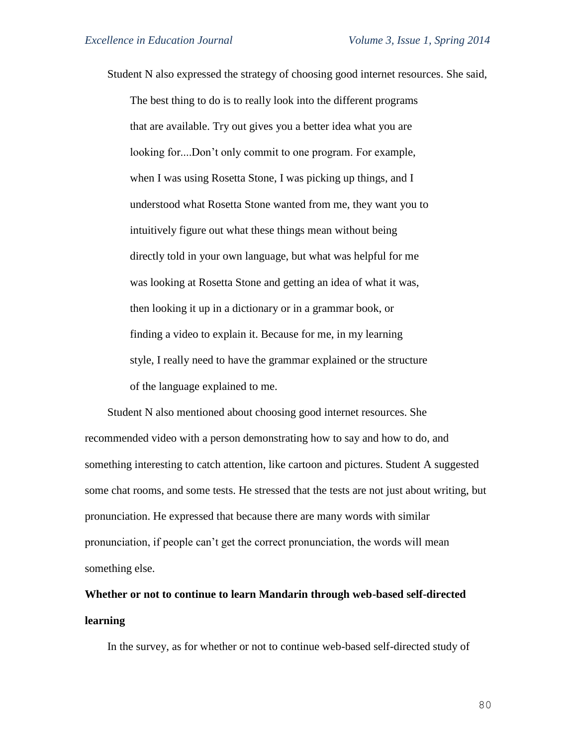Student N also expressed the strategy of choosing good internet resources. She said,

> The best thing to do is to really look into the different programs that are available. Try out gives you a better idea what you are looking for....Don't only commit to one program. For example, when I was using Rosetta Stone, I was picking up things, and I understood what Rosetta Stone wanted from me, they want you to intuitively figure out what these things mean without being directly told in your own language, but what was helpful for me was looking at Rosetta Stone and getting an idea of what it was, then looking it up in a dictionary or in a grammar book, or finding a video to explain it. Because for me, in my learning style, I really need to have the grammar explained or the structure of the language explained to me.

Student N also mentioned about choosing good internet resources. She recommended video with a person demonstrating how to say and how to do, and something interesting to catch attention, like cartoon and pictures. Student A suggested some chat rooms, and some tests. He stressed that the tests are not just about writing, but pronunciation. He expressed that because there are many words with similar pronunciation, if people can't get the correct pronunciation, the words will mean something else.

**Whether or not to continue to learn Mandarin through web-based self-directed learning**

In the survey, as for whether or not to continue web-based self-directed study of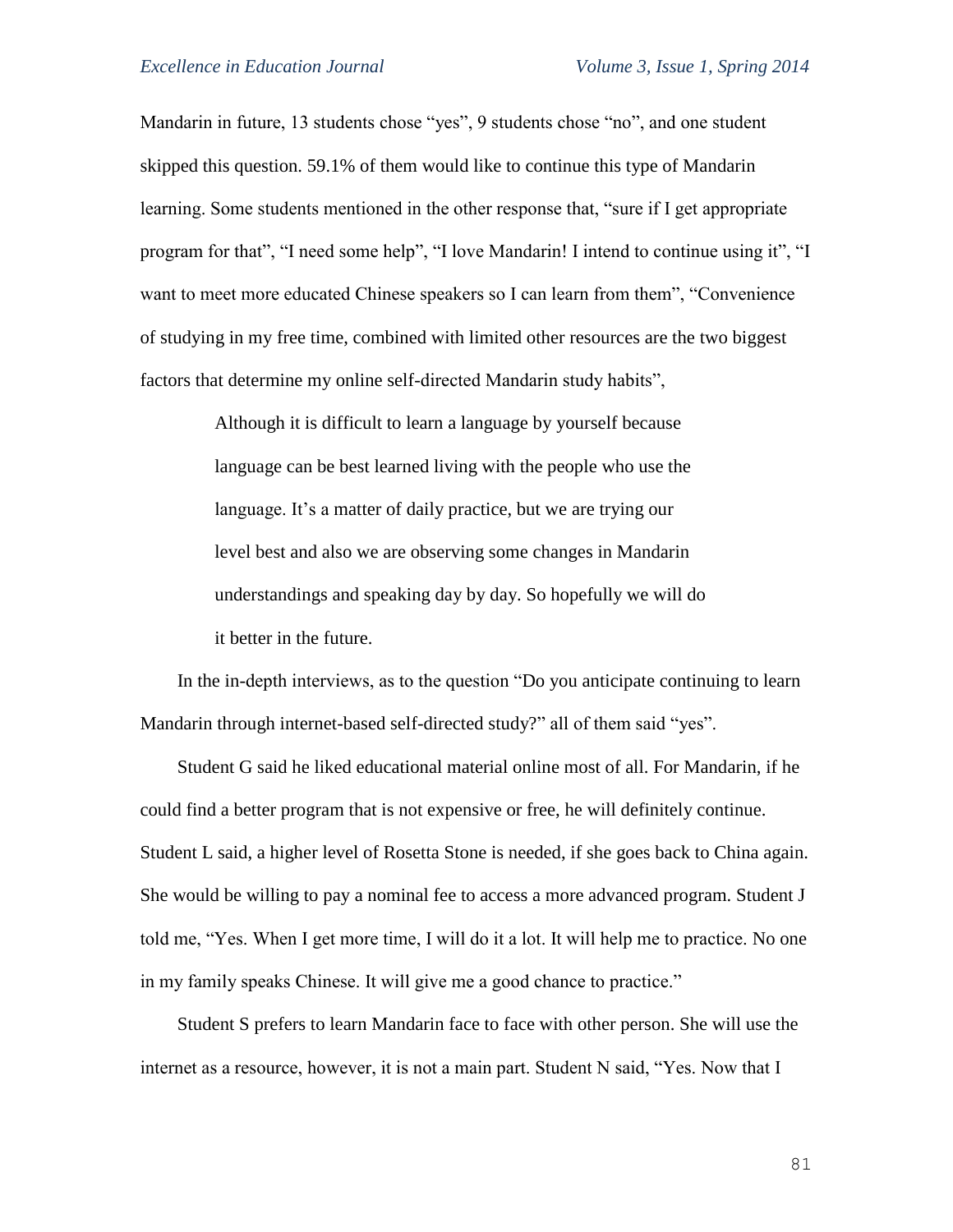Mandarin in future, 13 students chose “yes”, 9 students chose “no”, and one student skipped this question. 59.1% of them would like to continue this type of Mandarin learning. Some students mentioned in the other response that, “sure if I get appropriate program for that”, “I need some help”, “I love Mandarin! I intend to continue using it”, “I want to meet more educated Chinese speakers so I can learn from them”, “Convenience of studying in my free time, combined with limited other resources are the two biggest factors that determine my online self-directed Mandarin study habits”,

> Although it is difficult to learn a language by yourself because language can be best learned living with the people who use the language. It’s a matter of daily practice, but we are trying our level best and also we are observing some changes in Mandarin understandings and speaking day by day. So hopefully we will do it better in the future.

In the in-depth interviews, as to the question “Do you anticipate continuing to learn Mandarin through internet-based self-directed study?” all of them said “yes”.

Student G said he liked educational material online most of all. For Mandarin, if he could find a better program that is not expensive or free, he will definitely continue. Student L said, a higher level of Rosetta Stone is needed, if she goes back to China again. She would be willing to pay a nominal fee to access a more advanced program. Student J told me, “Yes. When I get more time, I will do it a lot. It will help me to practice. No one in my family speaks Chinese. It will give me a good chance to practice.”

Student S prefers to learn Mandarin face to face with other person. She will use the internet as a resource, however, it is not a main part. Student N said, “Yes. Now that I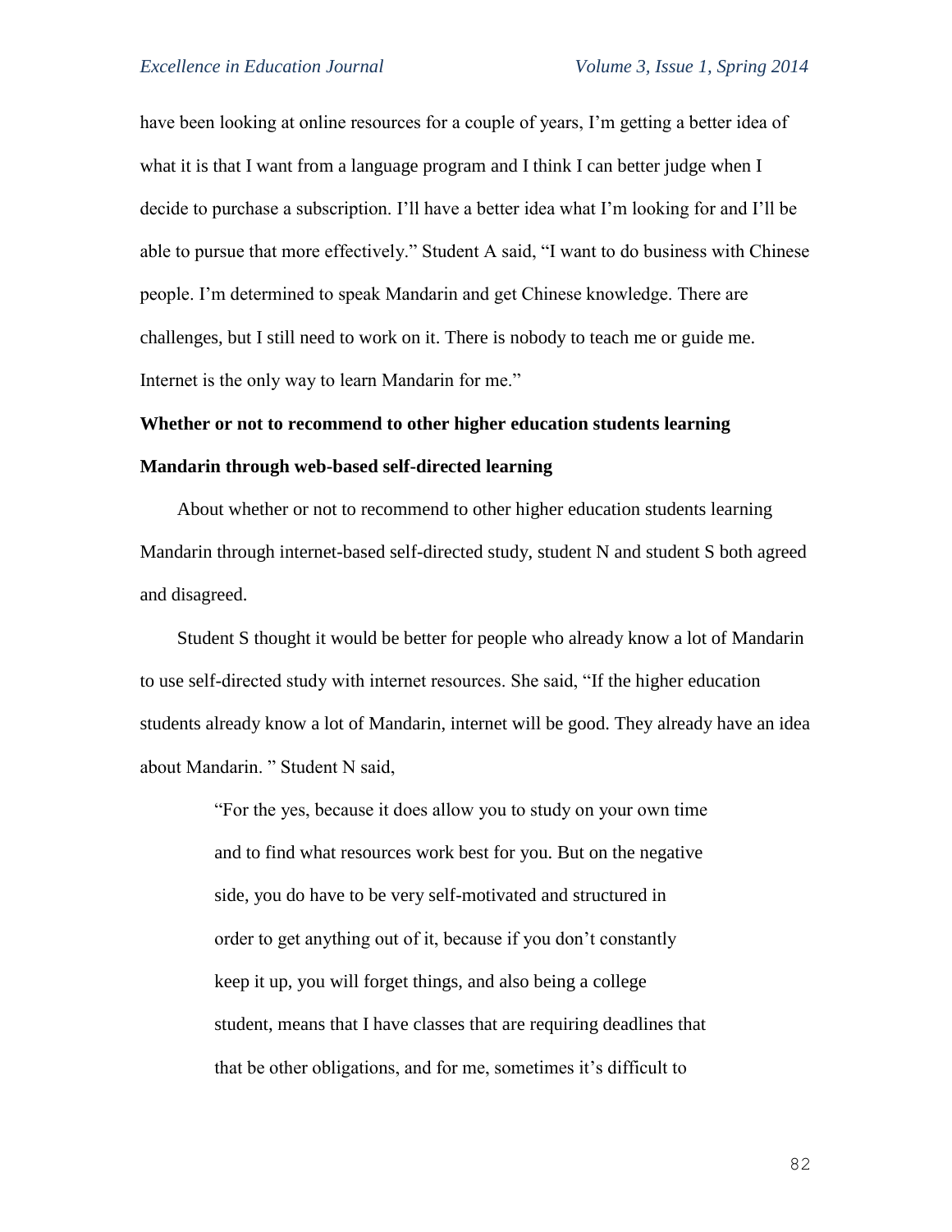have been looking at online resources for a couple of years, I'm getting a better idea of what it is that I want from a language program and I think I can better judge when I decide to purchase a subscription. I'll have a better idea what I'm looking for and I'll be able to pursue that more effectively." Student A said, "I want to do business with Chinese people. I'm determined to speak Mandarin and get Chinese knowledge. There are challenges, but I still need to work on it. There is nobody to teach me or guide me. Internet is the only way to learn Mandarin for me."

**Whether or not to recommend to other higher education students learning Mandarin through web-based self-directed learning**

About whether or not to recommend to other higher education students learning Mandarin through internet-based self-directed study, student N and student S both agreed and disagreed.

Student S thought it would be better for people who already know a lot of Mandarin to use self-directed study with internet resources. She said, "If the higher education students already know a lot of Mandarin, internet will be good. They already have an idea about Mandarin. " Student N said,

> "For the yes, because it does allow you to study on your own time and to find what resources work best for you. But on the negative side, you do have to be very self-motivated and structured in order to get anything out of it, because if you don't constantly keep it up, you will forget things, and also being a college student, means that I have classes that are requiring deadlines that that be other obligations, and for me, sometimes it's difficult to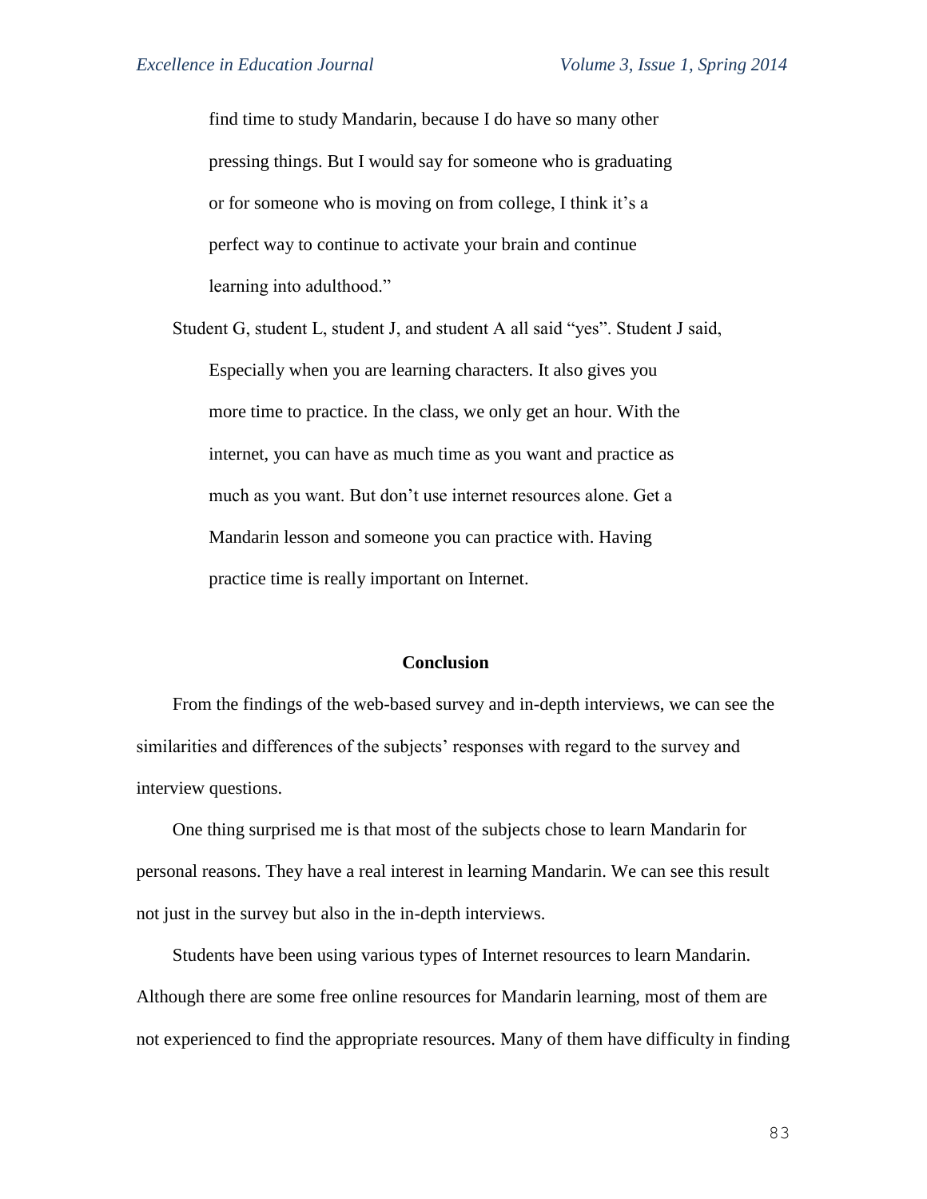> find time to study Mandarin, because I do have so many other pressing things. But I would say for someone who is graduating or for someone who is moving on from college, I think it's a perfect way to continue to activate your brain and continue learning into adulthood."

Student G, student L, student J, and student A all said "yes". Student J said,

> Especially when you are learning characters. It also gives you more time to practice. In the class, we only get an hour. With the internet, you can have as much time as you want and practice as much as you want. But don't use internet resources alone. Get a Mandarin lesson and someone you can practice with. Having practice time is really important on Internet.

## Conclusion

From the findings of the web-based survey and in-depth interviews, we can see the similarities and differences of the subjects' responses with regard to the survey and interview questions.

One thing surprised me is that most of the subjects chose to learn Mandarin for personal reasons. They have a real interest in learning Mandarin. We can see this result not just in the survey but also in the in-depth interviews.

Students have been using various types of Internet resources to learn Mandarin. Although there are some free online resources for Mandarin learning, most of them are not experienced to find the appropriate resources. Many of them have difficulty in finding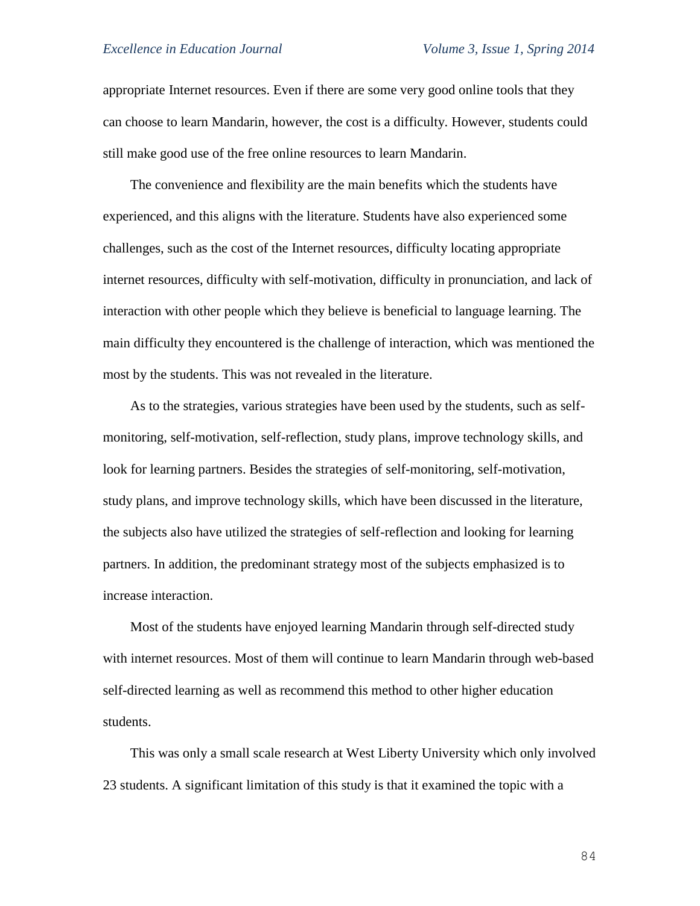appropriate Internet resources. Even if there are some very good online tools that they can choose to learn Mandarin, however, the cost is a difficulty. However, students could still make good use of the free online resources to learn Mandarin.

The convenience and flexibility are the main benefits which the students have experienced, and this aligns with the literature. Students have also experienced some challenges, such as the cost of the Internet resources, difficulty locating appropriate internet resources, difficulty with self-motivation, difficulty in pronunciation, and lack of interaction with other people which they believe is beneficial to language learning. The main difficulty they encountered is the challenge of interaction, which was mentioned the most by the students. This was not revealed in the literature.

As to the strategies, various strategies have been used by the students, such as self-monitoring, self-motivation, self-reflection, study plans, improve technology skills, and look for learning partners. Besides the strategies of self-monitoring, self-motivation, study plans, and improve technology skills, which have been discussed in the literature, the subjects also have utilized the strategies of self-reflection and looking for learning partners. In addition, the predominant strategy most of the subjects emphasized is to increase interaction.

Most of the students have enjoyed learning Mandarin through self-directed study with internet resources. Most of them will continue to learn Mandarin through web-based self-directed learning as well as recommend this method to other higher education students.

This was only a small scale research at West Liberty University which only involved 23 students. A significant limitation of this study is that it examined the topic with a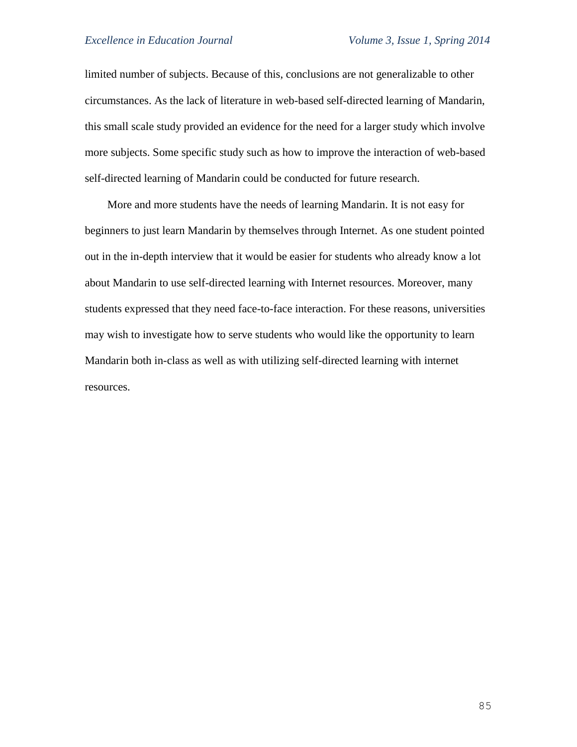limited number of subjects. Because of this, conclusions are not generalizable to other circumstances. As the lack of literature in web-based self-directed learning of Mandarin, this small scale study provided an evidence for the need for a larger study which involve more subjects. Some specific study such as how to improve the interaction of web-based self-directed learning of Mandarin could be conducted for future research.

More and more students have the needs of learning Mandarin. It is not easy for beginners to just learn Mandarin by themselves through Internet. As one student pointed out in the in-depth interview that it would be easier for students who already know a lot about Mandarin to use self-directed learning with Internet resources. Moreover, many students expressed that they need face-to-face interaction. For these reasons, universities may wish to investigate how to serve students who would like the opportunity to learn Mandarin both in-class as well as with utilizing self-directed learning with internet resources.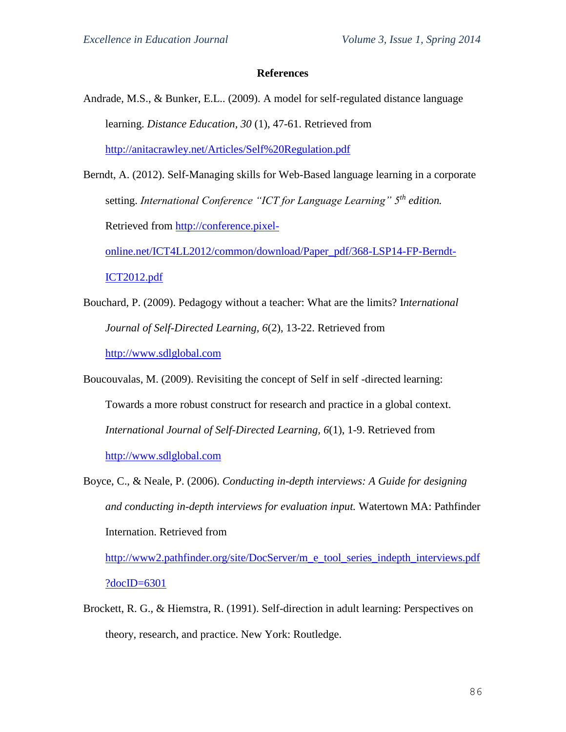**References**

Andrade, M.S., & Bunker, E.L.. (2009). A model for self-regulated distance language learning. *Distance Education, 30* (1), 47-61. Retrieved from http://anitacrawley.net/Articles/Self%20Regulation.pdf

Berndt, A. (2012). Self-Managing skills for Web-Based language learning in a corporate setting. *International Conference "ICT for Language Learning" 5th edition.* Retrieved from http://conference.pixel-online.net/ICT4LL2012/common/download/Paper_pdf/368-LSP14-FP-Berndt-ICT2012.pdf

Bouchard, P. (2009). Pedagogy without a teacher: What are the limits? I*nternational Journal of Self-Directed Learning, 6*(2), 13-22. Retrieved from http://www.sdlglobal.com

Boucouvalas, M. (2009). Revisiting the concept of Self in self -directed learning: Towards a more robust construct for research and practice in a global context. *International Journal of Self-Directed Learning, 6*(1), 1-9. Retrieved from http://www.sdlglobal.com

Boyce, C., & Neale, P. (2006). *Conducting in-depth interviews: A Guide for designing and conducting in-depth interviews for evaluation input.* Watertown MA: Pathfinder Internation. Retrieved from http://www2.pathfinder.org/site/DocServer/m_e_tool_series_indepth_interviews.pdf?docID=6301

Brockett, R. G., & Hiemstra, R. (1991). Self-direction in adult learning: Perspectives on theory, research, and practice. New York: Routledge.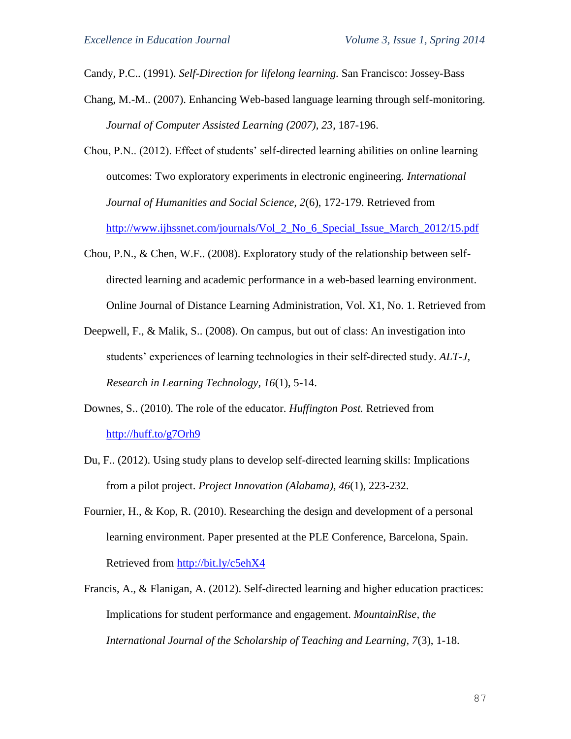Candy, P.C.. (1991). *Self-Direction for lifelong learning.* San Francisco: Jossey-Bass

Chang, M.-M.. (2007). Enhancing Web-based language learning through self-monitoring. *Journal of Computer Assisted Learning (2007), 23*, 187-196.

Chou, P.N.. (2012). Effect of students' self-directed learning abilities on online learning outcomes: Two exploratory experiments in electronic engineering. *International Journal of Humanities and Social Science, 2*(6), 172-179. Retrieved from http://www.ijhssnet.com/journals/Vol_2_No_6_Special_Issue_March_2012/15.pdf

Chou, P.N., & Chen, W.F.. (2008). Exploratory study of the relationship between self-directed learning and academic performance in a web-based learning environment. Online Journal of Distance Learning Administration, Vol. X1, No. 1. Retrieved from

Deepwell, F., & Malik, S.. (2008). On campus, but out of class: An investigation into students' experiences of learning technologies in their self-directed study. *ALT-J, Research in Learning Technology, 16*(1), 5-14.

Downes, S.. (2010). The role of the educator. *Huffington Post.* Retrieved from http://huff.to/g7Orh9

Du, F.. (2012). Using study plans to develop self-directed learning skills: Implications from a pilot project. *Project Innovation (Alabama), 46*(1), 223-232.

Fournier, H., & Kop, R. (2010). Researching the design and development of a personal learning environment. Paper presented at the PLE Conference, Barcelona, Spain. Retrieved from http://bit.ly/c5ehX4

Francis, A., & Flanigan, A. (2012). Self-directed learning and higher education practices: Implications for student performance and engagement. *MountainRise, the International Journal of the Scholarship of Teaching and Learning, 7*(3), 1-18.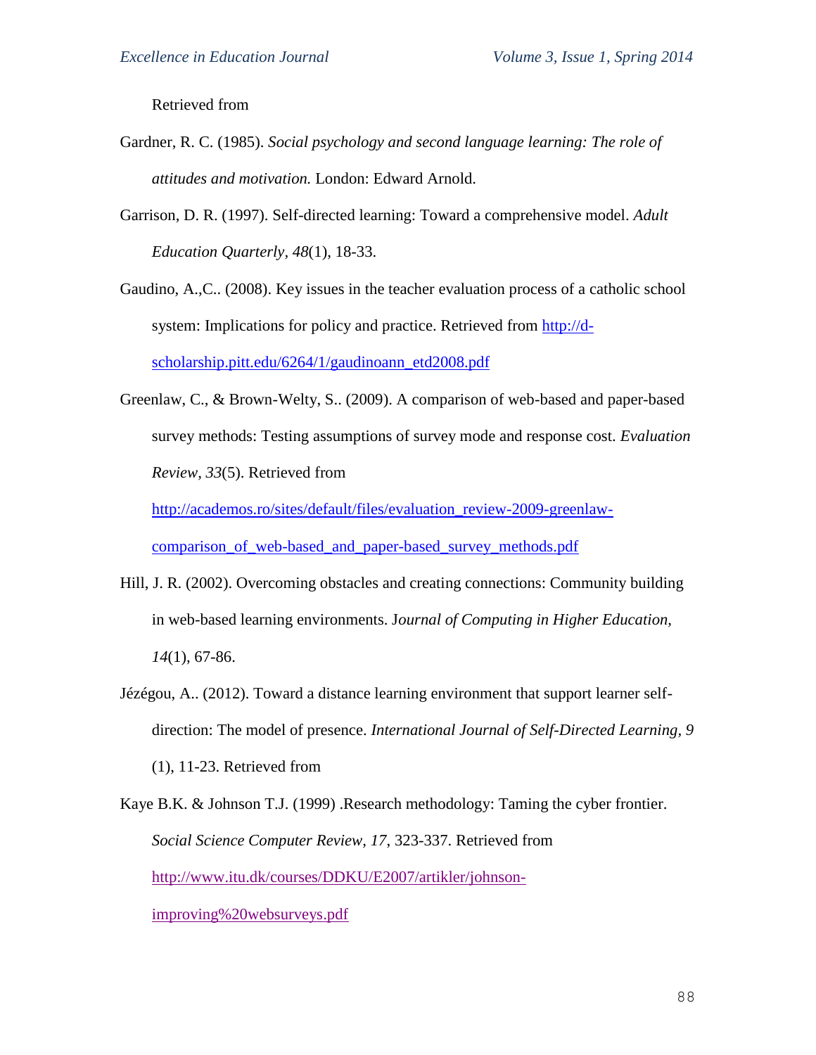Retrieved from

Gardner, R. C. (1985). *Social psychology and second language learning: The role of attitudes and motivation.* London: Edward Arnold.

Garrison, D. R. (1997). Self-directed learning: Toward a comprehensive model. *Adult Education Quarterly*, *48*(1), 18-33.

Gaudino, A.,C.. (2008). Key issues in the teacher evaluation process of a catholic school system: Implications for policy and practice. Retrieved from http://d-scholarship.pitt.edu/6264/1/gaudinoann_etd2008.pdf

Greenlaw, C., & Brown-Welty, S.. (2009). A comparison of web-based and paper-based survey methods: Testing assumptions of survey mode and response cost. *Evaluation Review, 33*(5). Retrieved from http://academos.ro/sites/default/files/evaluation_review-2009-greenlaw-comparison_of_web-based_and_paper-based_survey_methods.pdf

Hill, J. R. (2002). Overcoming obstacles and creating connections: Community building in web-based learning environments. J*ournal of Computing in Higher Education, 14*(1), 67-86.

Jézégou, A.. (2012). Toward a distance learning environment that support learner self-direction: The model of presence. *International Journal of Self-Directed Learning, 9* (1), 11-23. Retrieved from

Kaye B.K. & Johnson T.J. (1999) .Research methodology: Taming the cyber frontier. *Social Science Computer Review, 17*, 323-337. Retrieved from http://www.itu.dk/courses/DDKU/E2007/artikler/johnson-improving%20websurveys.pdf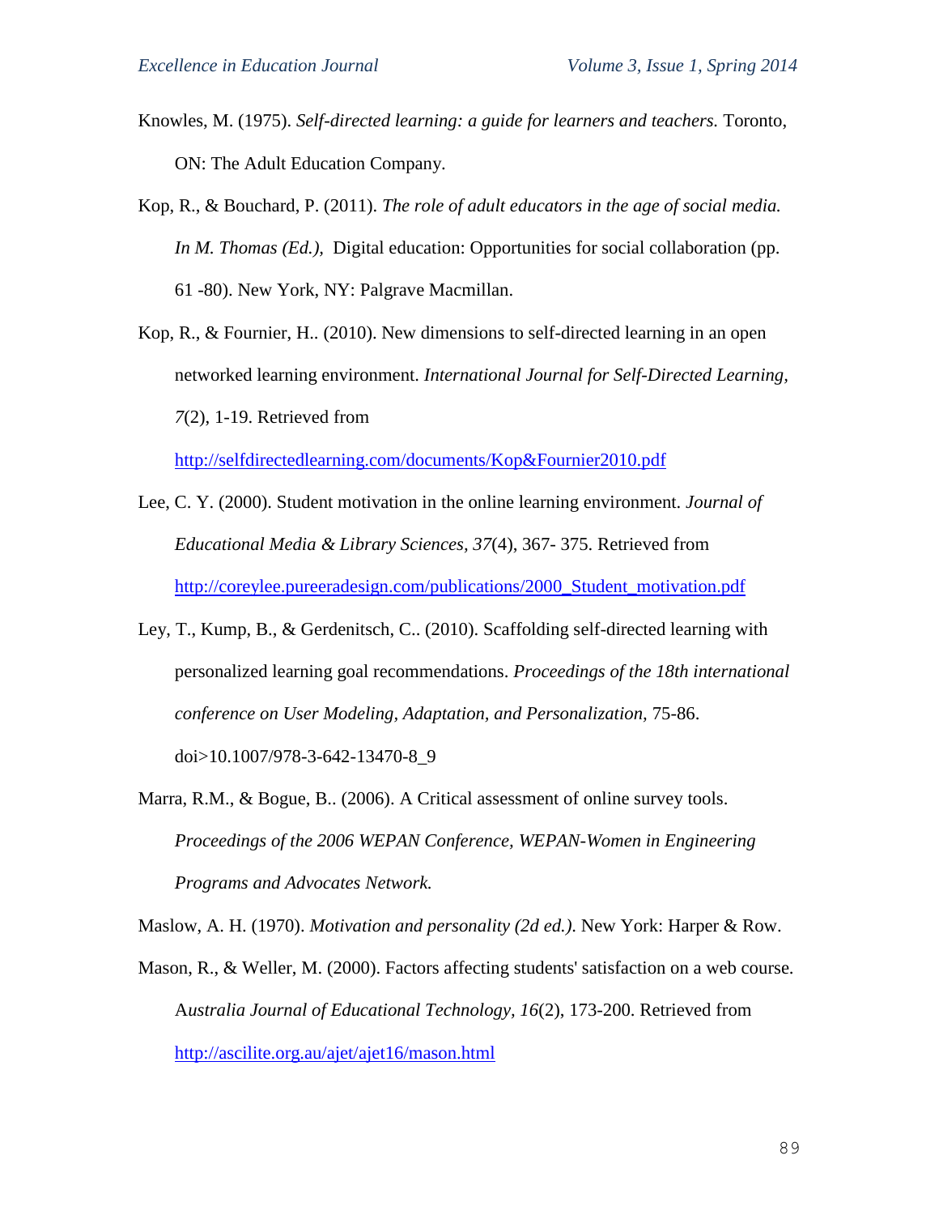Knowles, M. (1975). *Self-directed learning: a guide for learners and teachers.* Toronto, ON: The Adult Education Company.

Kop, R., & Bouchard, P. (2011). *The role of adult educators in the age of social media. In M. Thomas (Ed.),* Digital education: Opportunities for social collaboration (pp. 61 -80). New York, NY: Palgrave Macmillan.

Kop, R., & Fournier, H.. (2010). New dimensions to self-directed learning in an open networked learning environment. *International Journal for Self-Directed Learning, 7*(2), 1-19. Retrieved from http://selfdirectedlearning.com/documents/Kop&Fournier2010.pdf

Lee, C. Y. (2000). Student motivation in the online learning environment. *Journal of Educational Media & Library Sciences, 37*(4), 367- 375. Retrieved from http://coreylee.pureeradesign.com/publications/2000_Student_motivation.pdf

Ley, T., Kump, B., & Gerdenitsch, C.. (2010). Scaffolding self-directed learning with personalized learning goal recommendations. *Proceedings of the 18th international conference on User Modeling, Adaptation, and Personalization,* 75-86. doi>10.1007/978-3-642-13470-8_9

Marra, R.M., & Bogue, B.. (2006). A Critical assessment of online survey tools. *Proceedings of the 2006 WEPAN Conference, WEPAN-Women in Engineering Programs and Advocates Network.*

Maslow, A. H. (1970). *Motivation and personality (2d ed.).* New York: Harper & Row.

Mason, R., & Weller, M. (2000). Factors affecting students' satisfaction on a web course. *Australia Journal of Educational Technology, 16*(2), 173-200. Retrieved from http://ascilite.org.au/ajet/ajet16/mason.html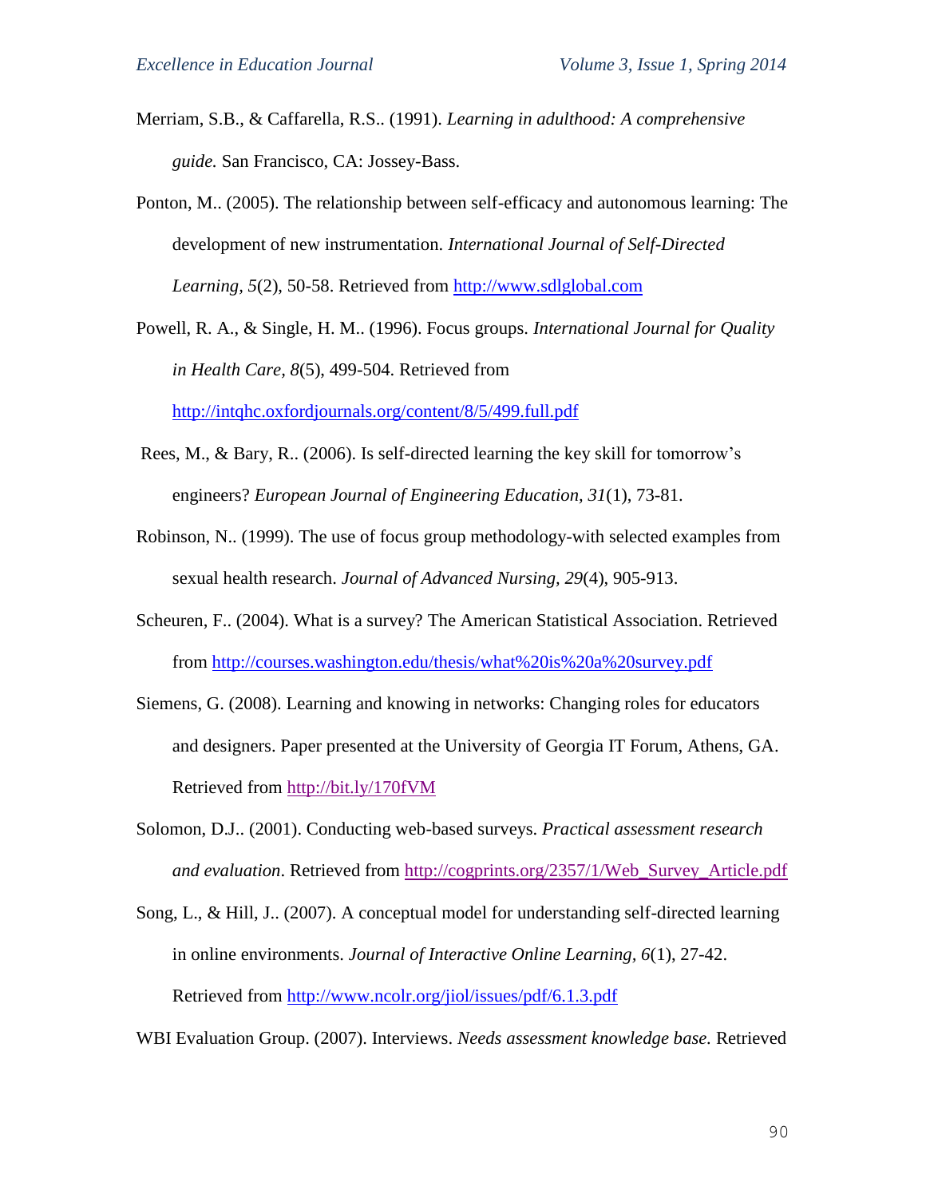Merriam, S.B., & Caffarella, R.S.. (1991). *Learning in adulthood: A comprehensive guide.* San Francisco, CA: Jossey-Bass.

Ponton, M.. (2005). The relationship between self-efficacy and autonomous learning: The development of new instrumentation. *International Journal of Self-Directed Learning, 5*(2), 50-58. Retrieved from http://www.sdlglobal.com

Powell, R. A., & Single, H. M.. (1996). Focus groups. *International Journal for Quality in Health Care, 8*(5), 499-504. Retrieved from http://intqhc.oxfordjournals.org/content/8/5/499.full.pdf

Rees, M., & Bary, R.. (2006). Is self-directed learning the key skill for tomorrow's engineers? *European Journal of Engineering Education, 31*(1), 73-81.

Robinson, N.. (1999). The use of focus group methodology-with selected examples from sexual health research. *Journal of Advanced Nursing, 29*(4), 905-913.

Scheuren, F.. (2004). What is a survey? The American Statistical Association. Retrieved from http://courses.washington.edu/thesis/what%20is%20a%20survey.pdf

Siemens, G. (2008). Learning and knowing in networks: Changing roles for educators and designers. Paper presented at the University of Georgia IT Forum, Athens, GA. Retrieved from http://bit.ly/170fVM

Solomon, D.J.. (2001). Conducting web-based surveys. *Practical assessment research and evaluation*. Retrieved from http://cogprints.org/2357/1/Web_Survey_Article.pdf

Song, L., & Hill, J.. (2007). A conceptual model for understanding self-directed learning in online environments. *Journal of Interactive Online Learning, 6*(1), 27-42. Retrieved from http://www.ncolr.org/jiol/issues/pdf/6.1.3.pdf

WBI Evaluation Group. (2007). Interviews. *Needs assessment knowledge base.* Retrieved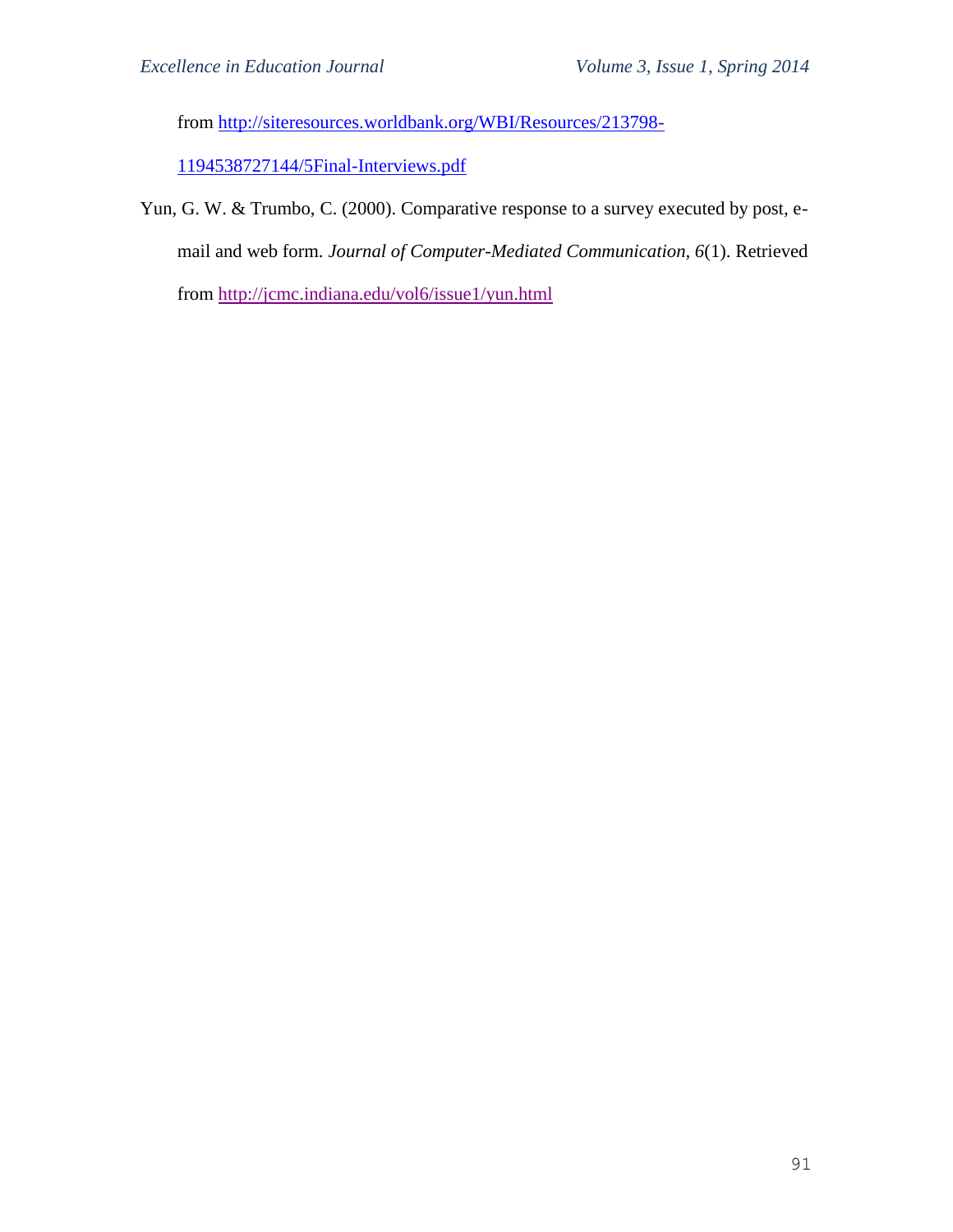from http://siteresources.worldbank.org/WBI/Resources/213798-1194538727144/5Final-Interviews.pdf

Yun, G. W. & Trumbo, C. (2000). Comparative response to a survey executed by post, e-mail and web form. *Journal of Computer-Mediated Communication, 6*(1). Retrieved from http://jcmc.indiana.edu/vol6/issue1/yun.html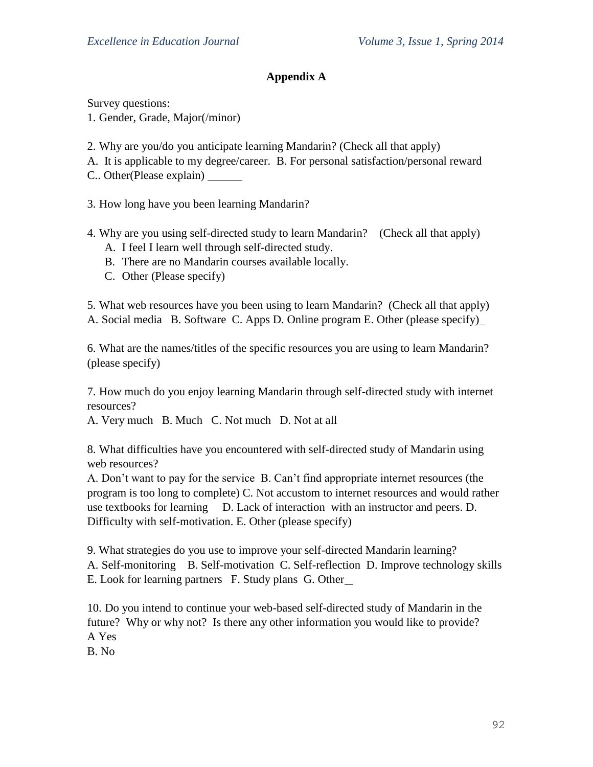## Appendix A

Survey questions:

1. Gender, Grade, Major(/minor)

2. Why are you/do you anticipate learning Mandarin? (Check all that apply)
A. It is applicable to my degree/career. B. For personal satisfaction/personal reward
C.. Other(Please explain) ______

3. How long have you been learning Mandarin?

4. Why are you using self-directed study to learn Mandarin? (Check all that apply)
   A. I feel I learn well through self-directed study.
   B. There are no Mandarin courses available locally.
   C. Other (Please specify)

5. What web resources have you been using to learn Mandarin? (Check all that apply)
A. Social media B. Software C. Apps D. Online program E. Other (please specify)_

6. What are the names/titles of the specific resources you are using to learn Mandarin? (please specify)

7. How much do you enjoy learning Mandarin through self-directed study with internet resources?
A. Very much B. Much C. Not much D. Not at all

8. What difficulties have you encountered with self-directed study of Mandarin using web resources?
A. Don't want to pay for the service B. Can't find appropriate internet resources (the program is too long to complete) C. Not accustom to internet resources and would rather use textbooks for learning D. Lack of interaction with an instructor and peers. D. Difficulty with self-motivation. E. Other (please specify)

9. What strategies do you use to improve your self-directed Mandarin learning?
A. Self-monitoring B. Self-motivation C. Self-reflection D. Improve technology skills
E. Look for learning partners F. Study plans G. Other_

10. Do you intend to continue your web-based self-directed study of Mandarin in the future? Why or why not? Is there any other information you would like to provide?
A Yes
B. No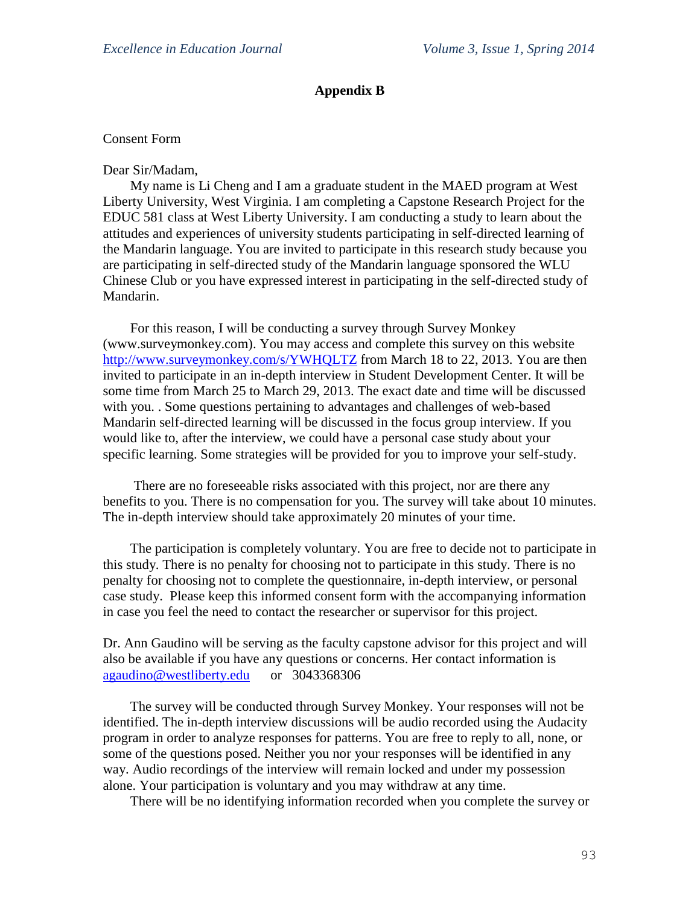## Appendix B

Consent Form

Dear Sir/Madam,

My name is Li Cheng and I am a graduate student in the MAED program at West Liberty University, West Virginia. I am completing a Capstone Research Project for the EDUC 581 class at West Liberty University. I am conducting a study to learn about the attitudes and experiences of university students participating in self-directed learning of the Mandarin language. You are invited to participate in this research study because you are participating in self-directed study of the Mandarin language sponsored the WLU Chinese Club or you have expressed interest in participating in the self-directed study of Mandarin.

For this reason, I will be conducting a survey through Survey Monkey (www.surveymonkey.com). You may access and complete this survey on this website http://www.surveymonkey.com/s/YWHQLTZ from March 18 to 22, 2013. You are then invited to participate in an in-depth interview in Student Development Center. It will be some time from March 25 to March 29, 2013. The exact date and time will be discussed with you. . Some questions pertaining to advantages and challenges of web-based Mandarin self-directed learning will be discussed in the focus group interview. If you would like to, after the interview, we could have a personal case study about your specific learning. Some strategies will be provided for you to improve your self-study.

There are no foreseeable risks associated with this project, nor are there any benefits to you. There is no compensation for you. The survey will take about 10 minutes. The in-depth interview should take approximately 20 minutes of your time.

The participation is completely voluntary. You are free to decide not to participate in this study. There is no penalty for choosing not to participate in this study. There is no penalty for choosing not to complete the questionnaire, in-depth interview, or personal case study. Please keep this informed consent form with the accompanying information in case you feel the need to contact the researcher or supervisor for this project.

Dr. Ann Gaudino will be serving as the faculty capstone advisor for this project and will also be available if you have any questions or concerns. Her contact information is agaudino@westliberty.edu or 3043368306

The survey will be conducted through Survey Monkey. Your responses will not be identified. The in-depth interview discussions will be audio recorded using the Audacity program in order to analyze responses for patterns. You are free to reply to all, none, or some of the questions posed. Neither you nor your responses will be identified in any way. Audio recordings of the interview will remain locked and under my possession alone. Your participation is voluntary and you may withdraw at any time.

There will be no identifying information recorded when you complete the survey or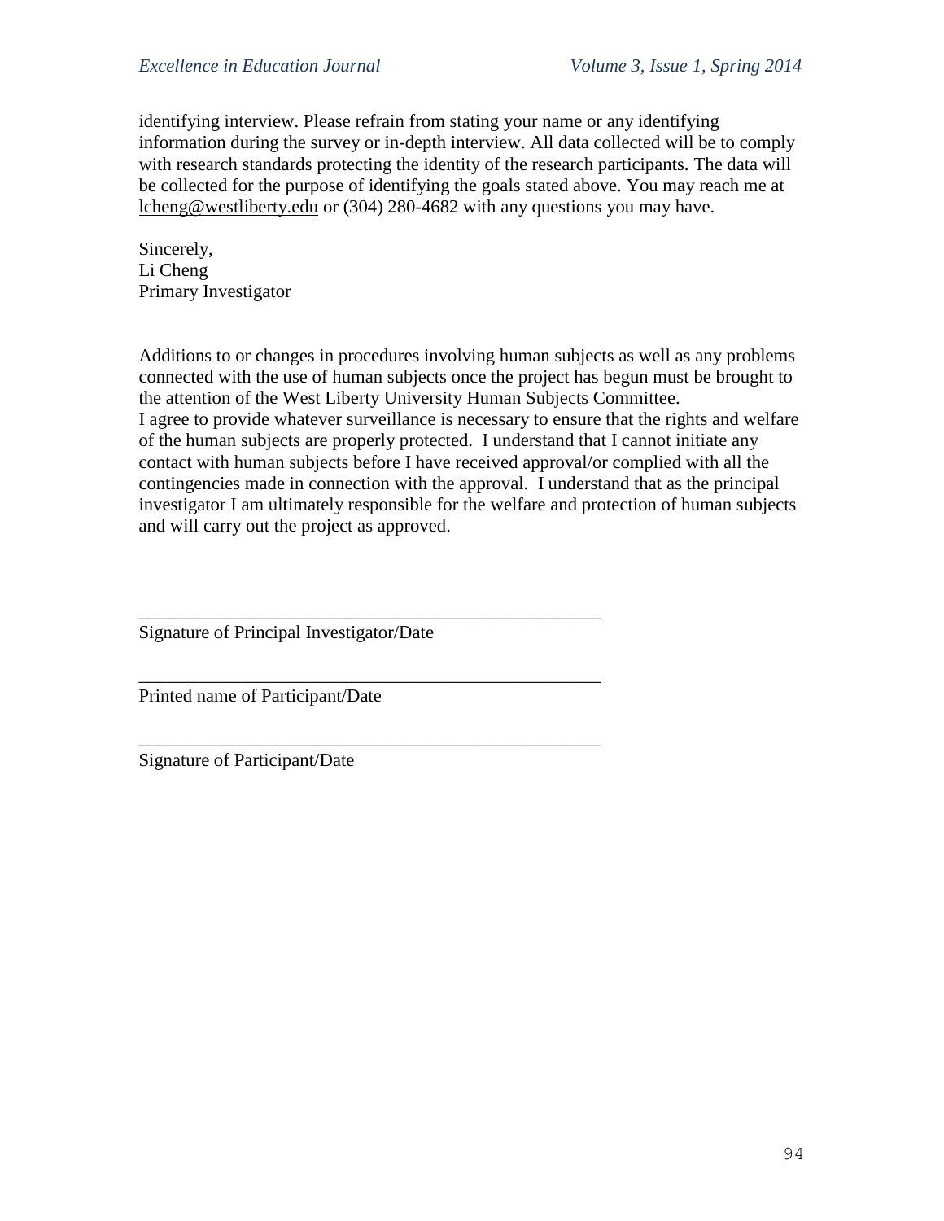identifying interview. Please refrain from stating your name or any identifying information during the survey or in-depth interview. All data collected will be to comply with research standards protecting the identity of the research participants. The data will be collected for the purpose of identifying the goals stated above. You may reach me at lcheng@westliberty.edu or (304) 280-4682 with any questions you may have.

Sincerely,  
Li Cheng  
Primary Investigator

Additions to or changes in procedures involving human subjects as well as any problems connected with the use of human subjects once the project has begun must be brought to the attention of the West Liberty University Human Subjects Committee.  
I agree to provide whatever surveillance is necessary to ensure that the rights and welfare of the human subjects are properly protected. I understand that I cannot initiate any contact with human subjects before I have received approval/or complied with all the contingencies made in connection with the approval. I understand that as the principal investigator I am ultimately responsible for the welfare and protection of human subjects and will carry out the project as approved.

\_\_\_\_\_\_\_\_\_\_\_\_\_\_\_\_\_\_\_\_\_\_\_\_\_\_\_\_\_\_\_\_\_\_\_\_\_\_\_\_\_\_\_\_\_\_\_\_\_\_  
Signature of Principal Investigator/Date

\_\_\_\_\_\_\_\_\_\_\_\_\_\_\_\_\_\_\_\_\_\_\_\_\_\_\_\_\_\_\_\_\_\_\_\_\_\_\_\_\_\_\_\_\_\_\_\_\_\_  
Printed name of Participant/Date

\_\_\_\_\_\_\_\_\_\_\_\_\_\_\_\_\_\_\_\_\_\_\_\_\_\_\_\_\_\_\_\_\_\_\_\_\_\_\_\_\_\_\_\_\_\_\_\_\_\_  
Signature of Participant/Date